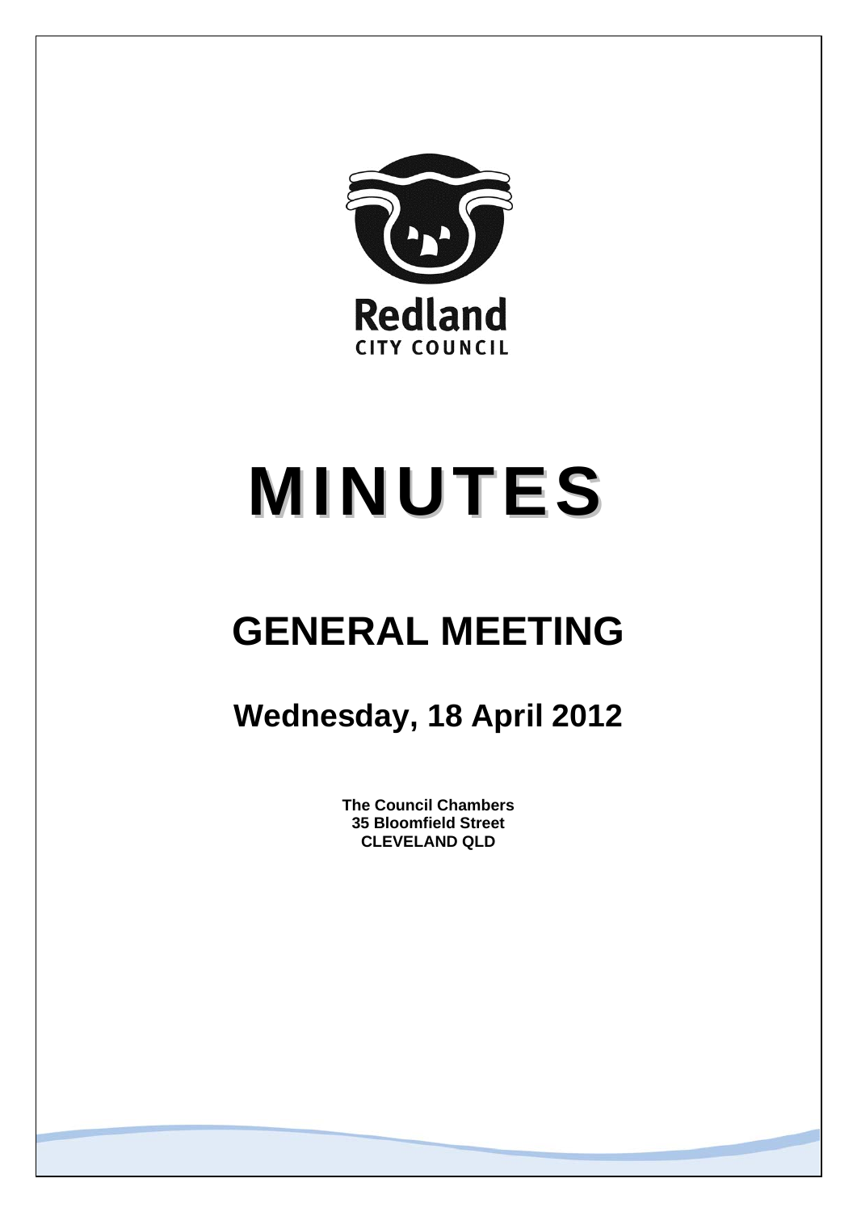Redland
CITY COUNCIL

# MINUTES

## GENERAL MEETING

### Wednesday, 18 April 2012

**The Council Chambers**
**35 Bloomfield Street**
**CLEVELAND QLD**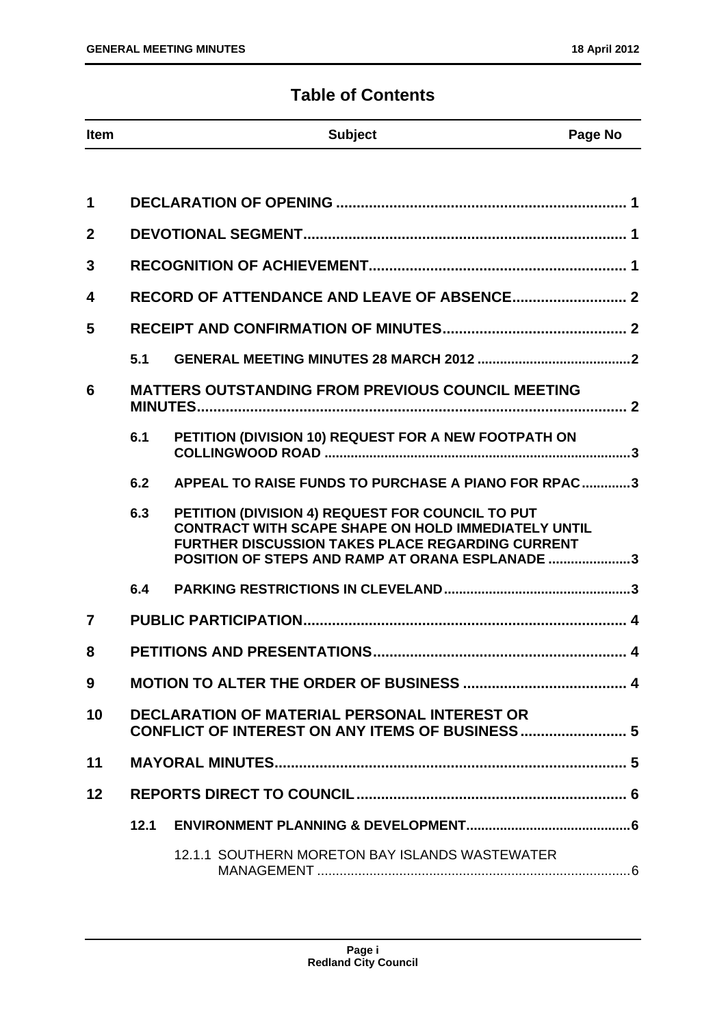# Table of Contents

| Item | | Subject | Page No |
|---|---|---|---|
| 1 | | DECLARATION OF OPENING | 1 |
| 2 | | DEVOTIONAL SEGMENT | 1 |
| 3 | | RECOGNITION OF ACHIEVEMENT | 1 |
| 4 | | RECORD OF ATTENDANCE AND LEAVE OF ABSENCE | 2 |
| 5 | | RECEIPT AND CONFIRMATION OF MINUTES | 2 |
| | 5.1 | GENERAL MEETING MINUTES 28 MARCH 2012 | 2 |
| 6 | | MATTERS OUTSTANDING FROM PREVIOUS COUNCIL MEETING MINUTES | 2 |
| | 6.1 | PETITION (DIVISION 10) REQUEST FOR A NEW FOOTPATH ON COLLINGWOOD ROAD | 3 |
| | 6.2 | APPEAL TO RAISE FUNDS TO PURCHASE A PIANO FOR RPAC | 3 |
| | 6.3 | PETITION (DIVISION 4) REQUEST FOR COUNCIL TO PUT CONTRACT WITH SCAPE SHAPE ON HOLD IMMEDIATELY UNTIL FURTHER DISCUSSION TAKES PLACE REGARDING CURRENT POSITION OF STEPS AND RAMP AT ORANA ESPLANADE | 3 |
| | 6.4 | PARKING RESTRICTIONS IN CLEVELAND | 3 |
| 7 | | PUBLIC PARTICIPATION | 4 |
| 8 | | PETITIONS AND PRESENTATIONS | 4 |
| 9 | | MOTION TO ALTER THE ORDER OF BUSINESS | 4 |
| 10 | | DECLARATION OF MATERIAL PERSONAL INTEREST OR CONFLICT OF INTEREST ON ANY ITEMS OF BUSINESS | 5 |
| 11 | | MAYORAL MINUTES | 5 |
| 12 | | REPORTS DIRECT TO COUNCIL | 6 |
| | 12.1 | ENVIRONMENT PLANNING & DEVELOPMENT | 6 |
| | | 12.1.1 SOUTHERN MORETON BAY ISLANDS WASTEWATER MANAGEMENT | 6 |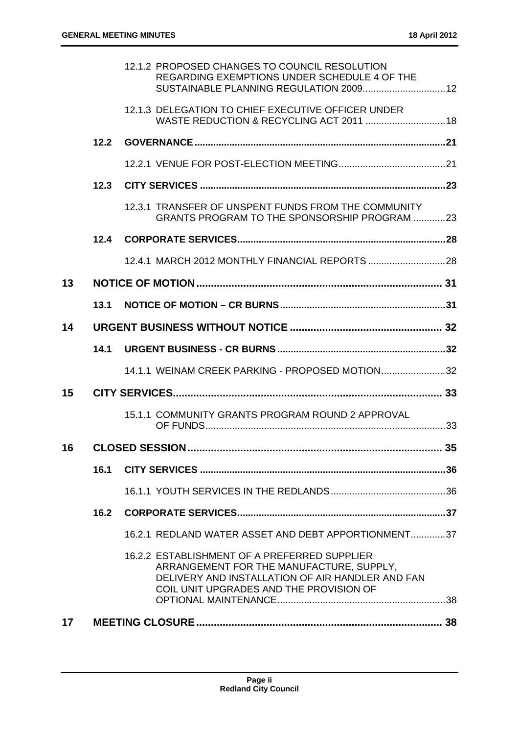| | | | |
|---|---|---|---|
| | | 12.1.2 PROPOSED CHANGES TO COUNCIL RESOLUTION REGARDING EXEMPTIONS UNDER SCHEDULE 4 OF THE SUSTAINABLE PLANNING REGULATION 2009 | 12 |
| | | 12.1.3 DELEGATION TO CHIEF EXECUTIVE OFFICER UNDER WASTE REDUCTION & RECYCLING ACT 2011 | 18 |
| | **12.2** | **GOVERNANCE** | **21** |
| | | 12.2.1 VENUE FOR POST-ELECTION MEETING | 21 |
| | **12.3** | **CITY SERVICES** | **23** |
| | | 12.3.1 TRANSFER OF UNSPENT FUNDS FROM THE COMMUNITY GRANTS PROGRAM TO THE SPONSORSHIP PROGRAM | 23 |
| | **12.4** | **CORPORATE SERVICES** | **28** |
| | | 12.4.1 MARCH 2012 MONTHLY FINANCIAL REPORTS | 28 |
| **13** | | **NOTICE OF MOTION** | **31** |
| | **13.1** | **NOTICE OF MOTION – CR BURNS** | **31** |
| **14** | | **URGENT BUSINESS WITHOUT NOTICE** | **32** |
| | **14.1** | **URGENT BUSINESS - CR BURNS** | **32** |
| | | 14.1.1 WEINAM CREEK PARKING - PROPOSED MOTION | 32 |
| **15** | | **CITY SERVICES** | **33** |
| | | 15.1.1 COMMUNITY GRANTS PROGRAM ROUND 2 APPROVAL OF FUNDS | 33 |
| **16** | | **CLOSED SESSION** | **35** |
| | **16.1** | **CITY SERVICES** | **36** |
| | | 16.1.1 YOUTH SERVICES IN THE REDLANDS | 36 |
| | **16.2** | **CORPORATE SERVICES** | **37** |
| | | 16.2.1 REDLAND WATER ASSET AND DEBT APPORTIONMENT | 37 |
| | | 16.2.2 ESTABLISHMENT OF A PREFERRED SUPPLIER ARRANGEMENT FOR THE MANUFACTURE, SUPPLY, DELIVERY AND INSTALLATION OF AIR HANDLER AND FAN COIL UNIT UPGRADES AND THE PROVISION OF OPTIONAL MAINTENANCE | 38 |
| **17** | | **MEETING CLOSURE** | **38** |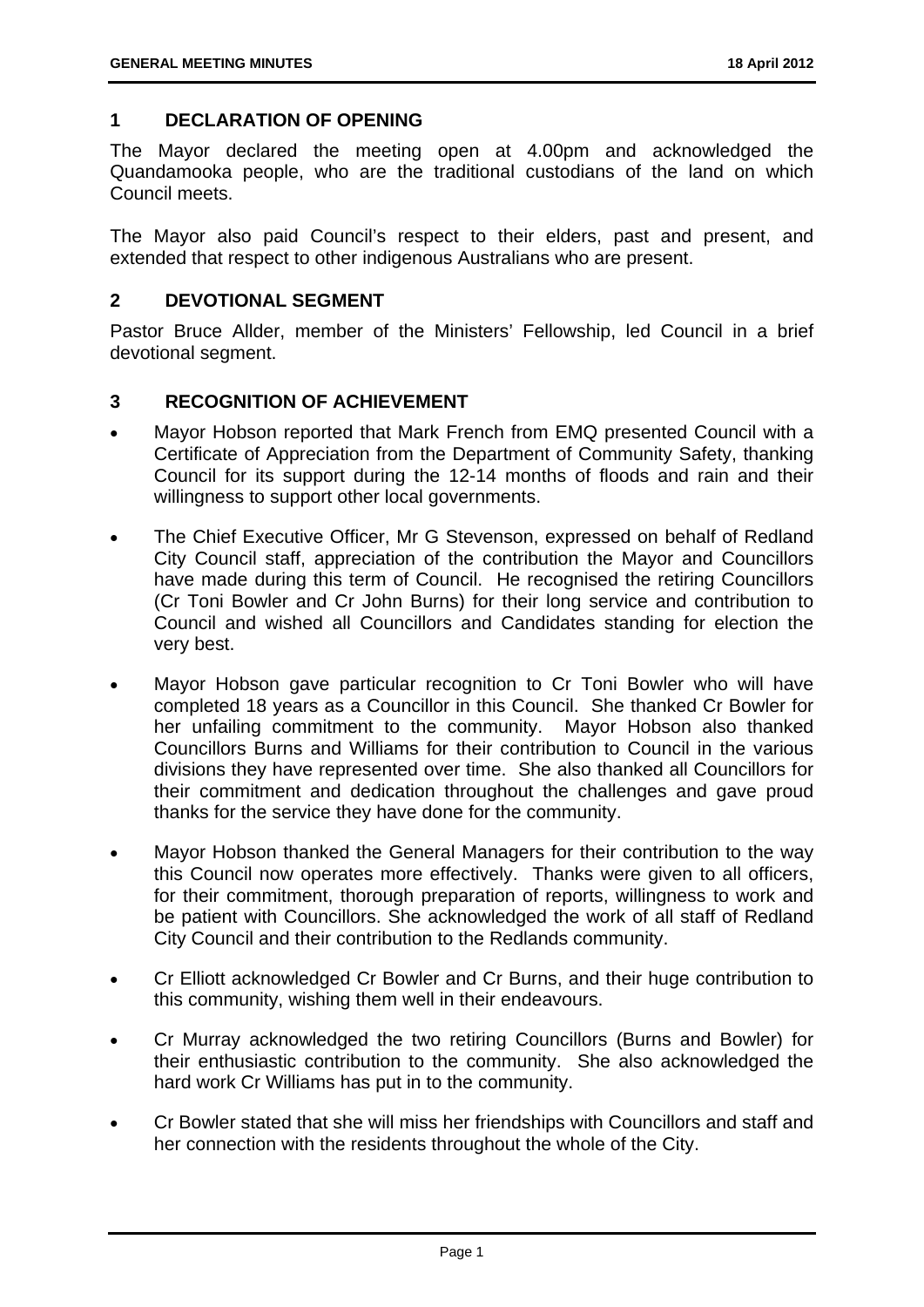## 1 DECLARATION OF OPENING

The Mayor declared the meeting open at 4.00pm and acknowledged the Quandamooka people, who are the traditional custodians of the land on which Council meets.

The Mayor also paid Council's respect to their elders, past and present, and extended that respect to other indigenous Australians who are present.

## 2 DEVOTIONAL SEGMENT

Pastor Bruce Allder, member of the Ministers' Fellowship, led Council in a brief devotional segment.

## 3 RECOGNITION OF ACHIEVEMENT

- Mayor Hobson reported that Mark French from EMQ presented Council with a Certificate of Appreciation from the Department of Community Safety, thanking Council for its support during the 12-14 months of floods and rain and their willingness to support other local governments.
- The Chief Executive Officer, Mr G Stevenson, expressed on behalf of Redland City Council staff, appreciation of the contribution the Mayor and Councillors have made during this term of Council. He recognised the retiring Councillors (Cr Toni Bowler and Cr John Burns) for their long service and contribution to Council and wished all Councillors and Candidates standing for election the very best.
- Mayor Hobson gave particular recognition to Cr Toni Bowler who will have completed 18 years as a Councillor in this Council. She thanked Cr Bowler for her unfailing commitment to the community. Mayor Hobson also thanked Councillors Burns and Williams for their contribution to Council in the various divisions they have represented over time. She also thanked all Councillors for their commitment and dedication throughout the challenges and gave proud thanks for the service they have done for the community.
- Mayor Hobson thanked the General Managers for their contribution to the way this Council now operates more effectively. Thanks were given to all officers, for their commitment, thorough preparation of reports, willingness to work and be patient with Councillors. She acknowledged the work of all staff of Redland City Council and their contribution to the Redlands community.
- Cr Elliott acknowledged Cr Bowler and Cr Burns, and their huge contribution to this community, wishing them well in their endeavours.
- Cr Murray acknowledged the two retiring Councillors (Burns and Bowler) for their enthusiastic contribution to the community. She also acknowledged the hard work Cr Williams has put in to the community.
- Cr Bowler stated that she will miss her friendships with Councillors and staff and her connection with the residents throughout the whole of the City.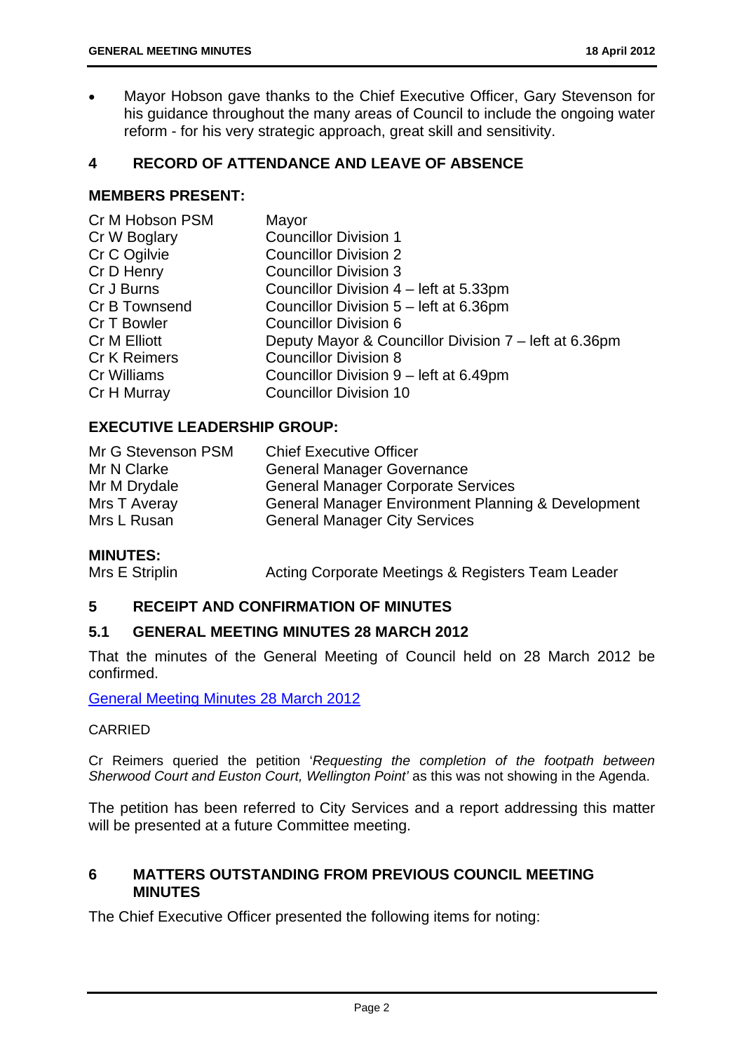- Mayor Hobson gave thanks to the Chief Executive Officer, Gary Stevenson for his guidance throughout the many areas of Council to include the ongoing water reform - for his very strategic approach, great skill and sensitivity.

## 4 RECORD OF ATTENDANCE AND LEAVE OF ABSENCE

### MEMBERS PRESENT:

| | |
|---|---|
| Cr M Hobson PSM | Mayor |
| Cr W Boglary | Councillor Division 1 |
| Cr C Ogilvie | Councillor Division 2 |
| Cr D Henry | Councillor Division 3 |
| Cr J Burns | Councillor Division 4 – left at 5.33pm |
| Cr B Townsend | Councillor Division 5 – left at 6.36pm |
| Cr T Bowler | Councillor Division 6 |
| Cr M Elliott | Deputy Mayor & Councillor Division 7 – left at 6.36pm |
| Cr K Reimers | Councillor Division 8 |
| Cr Williams | Councillor Division 9 – left at 6.49pm |
| Cr H Murray | Councillor Division 10 |

### EXECUTIVE LEADERSHIP GROUP:

| | |
|---|---|
| Mr G Stevenson PSM | Chief Executive Officer |
| Mr N Clarke | General Manager Governance |
| Mr M Drydale | General Manager Corporate Services |
| Mrs T Averay | General Manager Environment Planning & Development |
| Mrs L Rusan | General Manager City Services |

### MINUTES:

| | |
|---|---|
| Mrs E Striplin | Acting Corporate Meetings & Registers Team Leader |

## 5 RECEIPT AND CONFIRMATION OF MINUTES

### 5.1 GENERAL MEETING MINUTES 28 MARCH 2012

That the minutes of the General Meeting of Council held on 28 March 2012 be confirmed.

General Meeting Minutes 28 March 2012

CARRIED

Cr Reimers queried the petition '*Requesting the completion of the footpath between Sherwood Court and Euston Court, Wellington Point'* as this was not showing in the Agenda.

The petition has been referred to City Services and a report addressing this matter will be presented at a future Committee meeting.

## 6 MATTERS OUTSTANDING FROM PREVIOUS COUNCIL MEETING MINUTES

The Chief Executive Officer presented the following items for noting: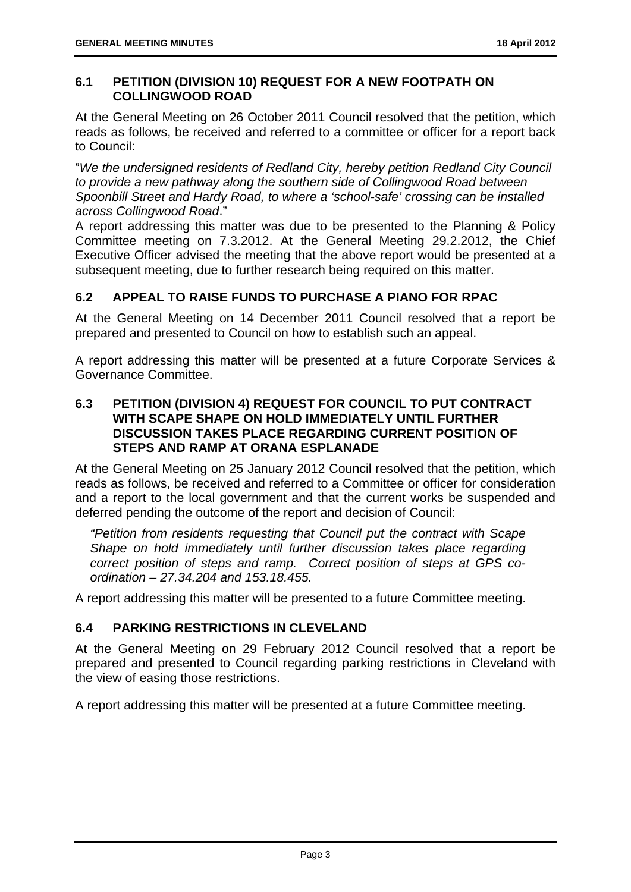## 6.1 PETITION (DIVISION 10) REQUEST FOR A NEW FOOTPATH ON COLLINGWOOD ROAD

At the General Meeting on 26 October 2011 Council resolved that the petition, which reads as follows, be received and referred to a committee or officer for a report back to Council:

"*We the undersigned residents of Redland City, hereby petition Redland City Council to provide a new pathway along the southern side of Collingwood Road between Spoonbill Street and Hardy Road, to where a 'school-safe' crossing can be installed across Collingwood Road*."

A report addressing this matter was due to be presented to the Planning & Policy Committee meeting on 7.3.2012. At the General Meeting 29.2.2012, the Chief Executive Officer advised the meeting that the above report would be presented at a subsequent meeting, due to further research being required on this matter.

## 6.2 APPEAL TO RAISE FUNDS TO PURCHASE A PIANO FOR RPAC

At the General Meeting on 14 December 2011 Council resolved that a report be prepared and presented to Council on how to establish such an appeal.

A report addressing this matter will be presented at a future Corporate Services & Governance Committee.

## 6.3 PETITION (DIVISION 4) REQUEST FOR COUNCIL TO PUT CONTRACT WITH SCAPE SHAPE ON HOLD IMMEDIATELY UNTIL FURTHER DISCUSSION TAKES PLACE REGARDING CURRENT POSITION OF STEPS AND RAMP AT ORANA ESPLANADE

At the General Meeting on 25 January 2012 Council resolved that the petition, which reads as follows, be received and referred to a Committee or officer for consideration and a report to the local government and that the current works be suspended and deferred pending the outcome of the report and decision of Council:

> *"Petition from residents requesting that Council put the contract with Scape Shape on hold immediately until further discussion takes place regarding correct position of steps and ramp. Correct position of steps at GPS co-ordination – 27.34.204 and 153.18.455.*

A report addressing this matter will be presented to a future Committee meeting.

## 6.4 PARKING RESTRICTIONS IN CLEVELAND

At the General Meeting on 29 February 2012 Council resolved that a report be prepared and presented to Council regarding parking restrictions in Cleveland with the view of easing those restrictions.

A report addressing this matter will be presented at a future Committee meeting.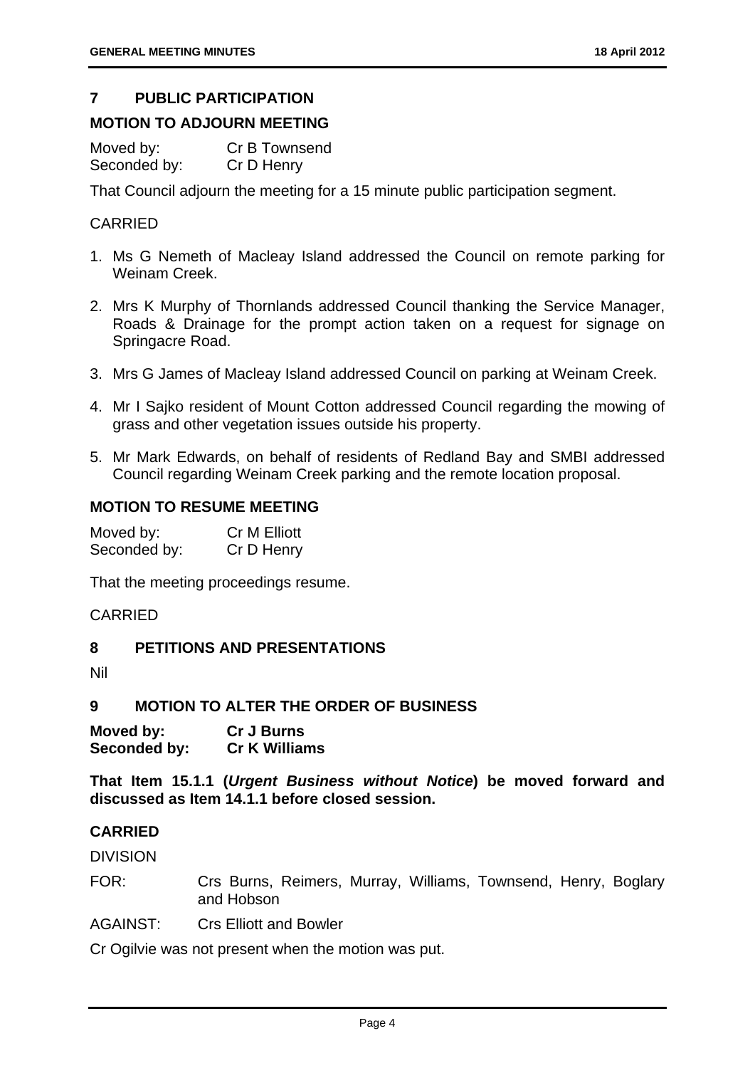## 7 PUBLIC PARTICIPATION

### MOTION TO ADJOURN MEETING

Moved by: Cr B Townsend
Seconded by: Cr D Henry

That Council adjourn the meeting for a 15 minute public participation segment.

CARRIED

1. Ms G Nemeth of Macleay Island addressed the Council on remote parking for Weinam Creek.
2. Mrs K Murphy of Thornlands addressed Council thanking the Service Manager, Roads & Drainage for the prompt action taken on a request for signage on Springacre Road.
3. Mrs G James of Macleay Island addressed Council on parking at Weinam Creek.
4. Mr I Sajko resident of Mount Cotton addressed Council regarding the mowing of grass and other vegetation issues outside his property.
5. Mr Mark Edwards, on behalf of residents of Redland Bay and SMBI addressed Council regarding Weinam Creek parking and the remote location proposal.

### MOTION TO RESUME MEETING

Moved by: Cr M Elliott
Seconded by: Cr D Henry

That the meeting proceedings resume.

CARRIED

## 8 PETITIONS AND PRESENTATIONS

Nil

## 9 MOTION TO ALTER THE ORDER OF BUSINESS

**Moved by: Cr J Burns**
**Seconded by: Cr K Williams**

**That Item 15.1.1 (*Urgent Business without Notice*) be moved forward and discussed as Item 14.1.1 before closed session.**

**CARRIED**

DIVISION

FOR: Crs Burns, Reimers, Murray, Williams, Townsend, Henry, Boglary and Hobson

AGAINST: Crs Elliott and Bowler

Cr Ogilvie was not present when the motion was put.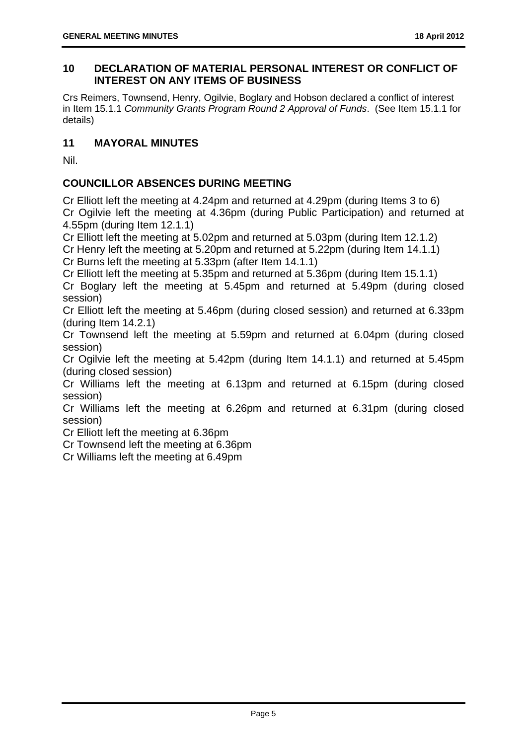## 10 DECLARATION OF MATERIAL PERSONAL INTEREST OR CONFLICT OF INTEREST ON ANY ITEMS OF BUSINESS

Crs Reimers, Townsend, Henry, Ogilvie, Boglary and Hobson declared a conflict of interest in Item 15.1.1 *Community Grants Program Round 2 Approval of Funds*. (See Item 15.1.1 for details)

## 11 MAYORAL MINUTES

Nil.

## COUNCILLOR ABSENCES DURING MEETING

Cr Elliott left the meeting at 4.24pm and returned at 4.29pm (during Items 3 to 6)
Cr Ogilvie left the meeting at 4.36pm (during Public Participation) and returned at 4.55pm (during Item 12.1.1)
Cr Elliott left the meeting at 5.02pm and returned at 5.03pm (during Item 12.1.2)
Cr Henry left the meeting at 5.20pm and returned at 5.22pm (during Item 14.1.1)
Cr Burns left the meeting at 5.33pm (after Item 14.1.1)
Cr Elliott left the meeting at 5.35pm and returned at 5.36pm (during Item 15.1.1)
Cr Boglary left the meeting at 5.45pm and returned at 5.49pm (during closed session)
Cr Elliott left the meeting at 5.46pm (during closed session) and returned at 6.33pm (during Item 14.2.1)
Cr Townsend left the meeting at 5.59pm and returned at 6.04pm (during closed session)
Cr Ogilvie left the meeting at 5.42pm (during Item 14.1.1) and returned at 5.45pm (during closed session)
Cr Williams left the meeting at 6.13pm and returned at 6.15pm (during closed session)
Cr Williams left the meeting at 6.26pm and returned at 6.31pm (during closed session)
Cr Elliott left the meeting at 6.36pm
Cr Townsend left the meeting at 6.36pm
Cr Williams left the meeting at 6.49pm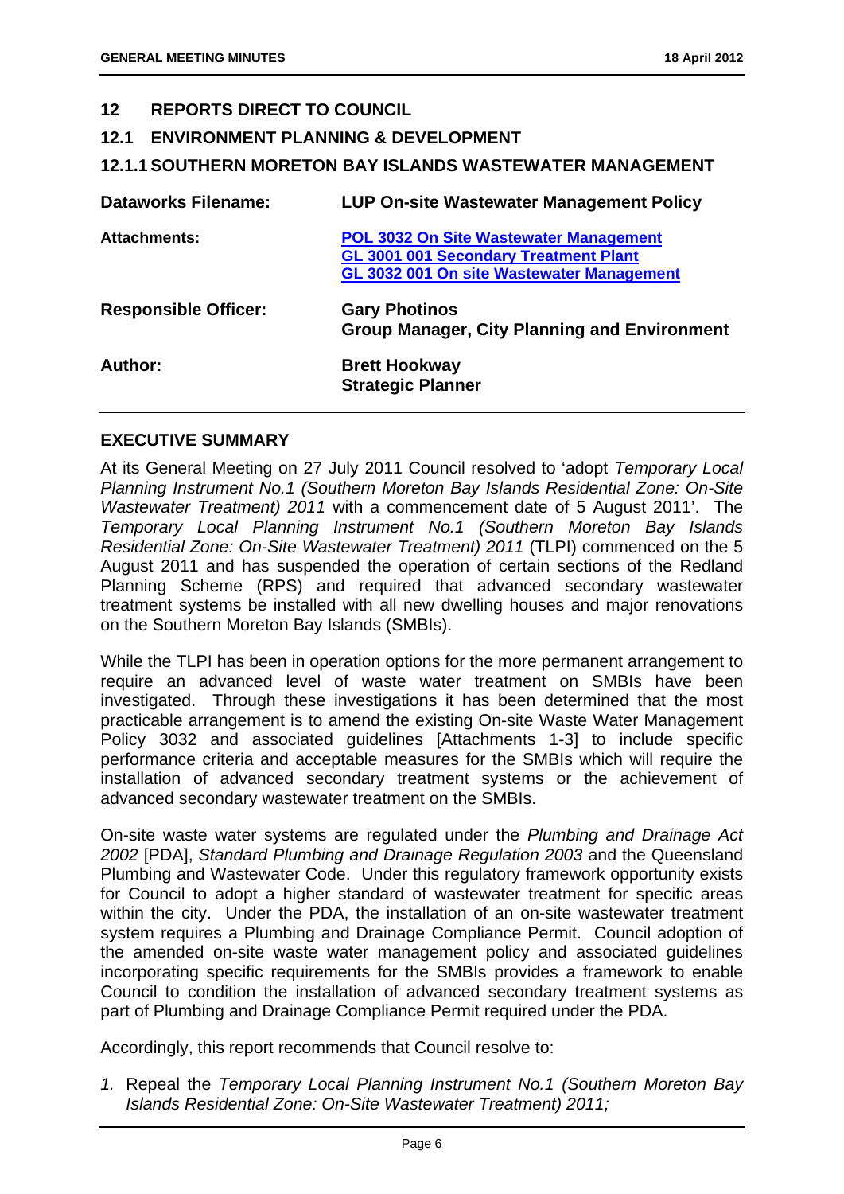## 12 REPORTS DIRECT TO COUNCIL

### 12.1 ENVIRONMENT PLANNING & DEVELOPMENT

### 12.1.1 SOUTHERN MORETON BAY ISLANDS WASTEWATER MANAGEMENT

| | |
|---|---|
| **Dataworks Filename:** | **LUP On-site Wastewater Management Policy** |
| **Attachments:** | **POL 3032 On Site Wastewater Management**<br>**GL 3001 001 Secondary Treatment Plant**<br>**GL 3032 001 On site Wastewater Management** |
| **Responsible Officer:** | **Gary Photinos**<br>**Group Manager, City Planning and Environment** |
| **Author:** | **Brett Hookway**<br>**Strategic Planner** |

## EXECUTIVE SUMMARY

At its General Meeting on 27 July 2011 Council resolved to 'adopt *Temporary Local Planning Instrument No.1 (Southern Moreton Bay Islands Residential Zone: On-Site Wastewater Treatment) 2011* with a commencement date of 5 August 2011'. The *Temporary Local Planning Instrument No.1 (Southern Moreton Bay Islands Residential Zone: On-Site Wastewater Treatment) 2011* (TLPI) commenced on the 5 August 2011 and has suspended the operation of certain sections of the Redland Planning Scheme (RPS) and required that advanced secondary wastewater treatment systems be installed with all new dwelling houses and major renovations on the Southern Moreton Bay Islands (SMBIs).

While the TLPI has been in operation options for the more permanent arrangement to require an advanced level of waste water treatment on SMBIs have been investigated. Through these investigations it has been determined that the most practicable arrangement is to amend the existing On-site Waste Water Management Policy 3032 and associated guidelines [Attachments 1-3] to include specific performance criteria and acceptable measures for the SMBIs which will require the installation of advanced secondary treatment systems or the achievement of advanced secondary wastewater treatment on the SMBIs.

On-site waste water systems are regulated under the *Plumbing and Drainage Act 2002* [PDA], *Standard Plumbing and Drainage Regulation 2003* and the Queensland Plumbing and Wastewater Code. Under this regulatory framework opportunity exists for Council to adopt a higher standard of wastewater treatment for specific areas within the city. Under the PDA, the installation of an on-site wastewater treatment system requires a Plumbing and Drainage Compliance Permit. Council adoption of the amended on-site waste water management policy and associated guidelines incorporating specific requirements for the SMBIs provides a framework to enable Council to condition the installation of advanced secondary treatment systems as part of Plumbing and Drainage Compliance Permit required under the PDA.

Accordingly, this report recommends that Council resolve to:

1. Repeal the *Temporary Local Planning Instrument No.1 (Southern Moreton Bay Islands Residential Zone: On-Site Wastewater Treatment) 2011;*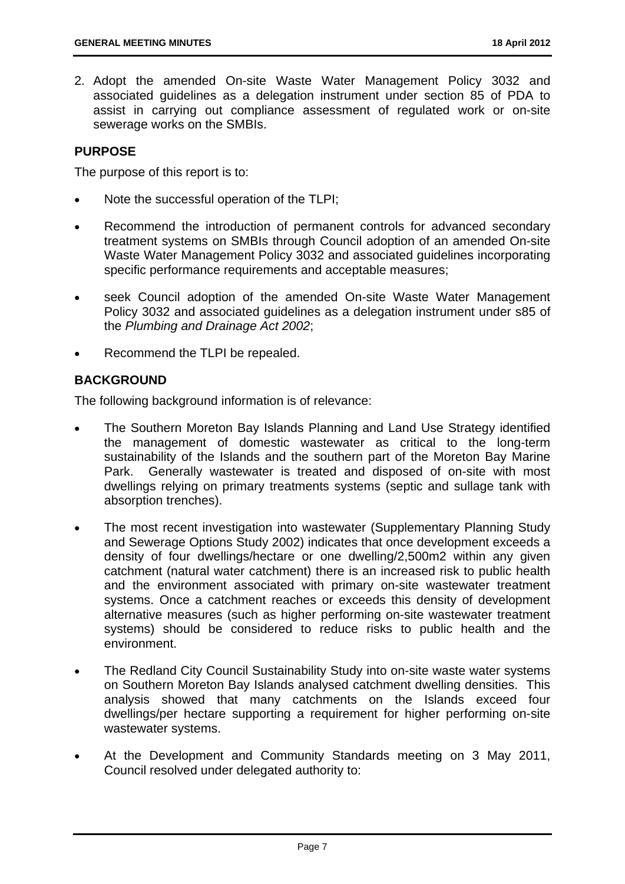2. Adopt the amended On-site Waste Water Management Policy 3032 and associated guidelines as a delegation instrument under section 85 of PDA to assist in carrying out compliance assessment of regulated work or on-site sewerage works on the SMBIs.

## PURPOSE

The purpose of this report is to:

- Note the successful operation of the TLPI;
- Recommend the introduction of permanent controls for advanced secondary treatment systems on SMBIs through Council adoption of an amended On-site Waste Water Management Policy 3032 and associated guidelines incorporating specific performance requirements and acceptable measures;
- seek Council adoption of the amended On-site Waste Water Management Policy 3032 and associated guidelines as a delegation instrument under s85 of the *Plumbing and Drainage Act 2002*;
- Recommend the TLPI be repealed.

## BACKGROUND

The following background information is of relevance:

- The Southern Moreton Bay Islands Planning and Land Use Strategy identified the management of domestic wastewater as critical to the long-term sustainability of the Islands and the southern part of the Moreton Bay Marine Park. Generally wastewater is treated and disposed of on-site with most dwellings relying on primary treatments systems (septic and sullage tank with absorption trenches).
- The most recent investigation into wastewater (Supplementary Planning Study and Sewerage Options Study 2002) indicates that once development exceeds a density of four dwellings/hectare or one dwelling/2,500m2 within any given catchment (natural water catchment) there is an increased risk to public health and the environment associated with primary on-site wastewater treatment systems. Once a catchment reaches or exceeds this density of development alternative measures (such as higher performing on-site wastewater treatment systems) should be considered to reduce risks to public health and the environment.
- The Redland City Council Sustainability Study into on-site waste water systems on Southern Moreton Bay Islands analysed catchment dwelling densities. This analysis showed that many catchments on the Islands exceed four dwellings/per hectare supporting a requirement for higher performing on-site wastewater systems.
- At the Development and Community Standards meeting on 3 May 2011, Council resolved under delegated authority to: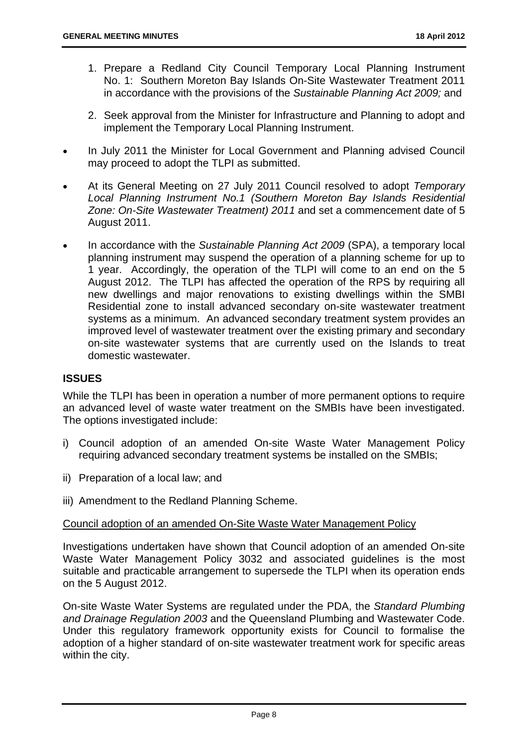1. Prepare a Redland City Council Temporary Local Planning Instrument No. 1: Southern Moreton Bay Islands On-Site Wastewater Treatment 2011 in accordance with the provisions of the *Sustainable Planning Act 2009;* and

2. Seek approval from the Minister for Infrastructure and Planning to adopt and implement the Temporary Local Planning Instrument.

- In July 2011 the Minister for Local Government and Planning advised Council may proceed to adopt the TLPI as submitted.

- At its General Meeting on 27 July 2011 Council resolved to adopt *Temporary Local Planning Instrument No.1 (Southern Moreton Bay Islands Residential Zone: On-Site Wastewater Treatment) 2011* and set a commencement date of 5 August 2011.

- In accordance with the *Sustainable Planning Act 2009* (SPA), a temporary local planning instrument may suspend the operation of a planning scheme for up to 1 year. Accordingly, the operation of the TLPI will come to an end on the 5 August 2012. The TLPI has affected the operation of the RPS by requiring all new dwellings and major renovations to existing dwellings within the SMBI Residential zone to install advanced secondary on-site wastewater treatment systems as a minimum. An advanced secondary treatment system provides an improved level of wastewater treatment over the existing primary and secondary on-site wastewater systems that are currently used on the Islands to treat domestic wastewater.

## ISSUES

While the TLPI has been in operation a number of more permanent options to require an advanced level of waste water treatment on the SMBIs have been investigated. The options investigated include:

i) Council adoption of an amended On-site Waste Water Management Policy requiring advanced secondary treatment systems be installed on the SMBIs;

ii) Preparation of a local law; and

iii) Amendment to the Redland Planning Scheme.

<u>Council adoption of an amended On-Site Waste Water Management Policy</u>

Investigations undertaken have shown that Council adoption of an amended On-site Waste Water Management Policy 3032 and associated guidelines is the most suitable and practicable arrangement to supersede the TLPI when its operation ends on the 5 August 2012.

On-site Waste Water Systems are regulated under the PDA, the *Standard Plumbing and Drainage Regulation 2003* and the Queensland Plumbing and Wastewater Code. Under this regulatory framework opportunity exists for Council to formalise the adoption of a higher standard of on-site wastewater treatment work for specific areas within the city.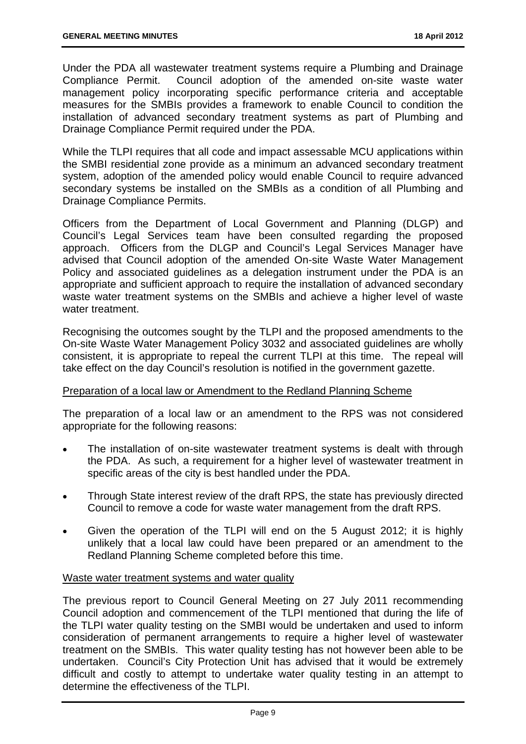Under the PDA all wastewater treatment systems require a Plumbing and Drainage Compliance Permit. Council adoption of the amended on-site waste water management policy incorporating specific performance criteria and acceptable measures for the SMBIs provides a framework to enable Council to condition the installation of advanced secondary treatment systems as part of Plumbing and Drainage Compliance Permit required under the PDA.

While the TLPI requires that all code and impact assessable MCU applications within the SMBI residential zone provide as a minimum an advanced secondary treatment system, adoption of the amended policy would enable Council to require advanced secondary systems be installed on the SMBIs as a condition of all Plumbing and Drainage Compliance Permits.

Officers from the Department of Local Government and Planning (DLGP) and Council's Legal Services team have been consulted regarding the proposed approach. Officers from the DLGP and Council's Legal Services Manager have advised that Council adoption of the amended On-site Waste Water Management Policy and associated guidelines as a delegation instrument under the PDA is an appropriate and sufficient approach to require the installation of advanced secondary waste water treatment systems on the SMBIs and achieve a higher level of waste water treatment.

Recognising the outcomes sought by the TLPI and the proposed amendments to the On-site Waste Water Management Policy 3032 and associated guidelines are wholly consistent, it is appropriate to repeal the current TLPI at this time. The repeal will take effect on the day Council's resolution is notified in the government gazette.

Preparation of a local law or Amendment to the Redland Planning Scheme

The preparation of a local law or an amendment to the RPS was not considered appropriate for the following reasons:

- The installation of on-site wastewater treatment systems is dealt with through the PDA. As such, a requirement for a higher level of wastewater treatment in specific areas of the city is best handled under the PDA.
- Through State interest review of the draft RPS, the state has previously directed Council to remove a code for waste water management from the draft RPS.
- Given the operation of the TLPI will end on the 5 August 2012; it is highly unlikely that a local law could have been prepared or an amendment to the Redland Planning Scheme completed before this time.

Waste water treatment systems and water quality

The previous report to Council General Meeting on 27 July 2011 recommending Council adoption and commencement of the TLPI mentioned that during the life of the TLPI water quality testing on the SMBI would be undertaken and used to inform consideration of permanent arrangements to require a higher level of wastewater treatment on the SMBIs. This water quality testing has not however been able to be undertaken. Council's City Protection Unit has advised that it would be extremely difficult and costly to attempt to undertake water quality testing in an attempt to determine the effectiveness of the TLPI.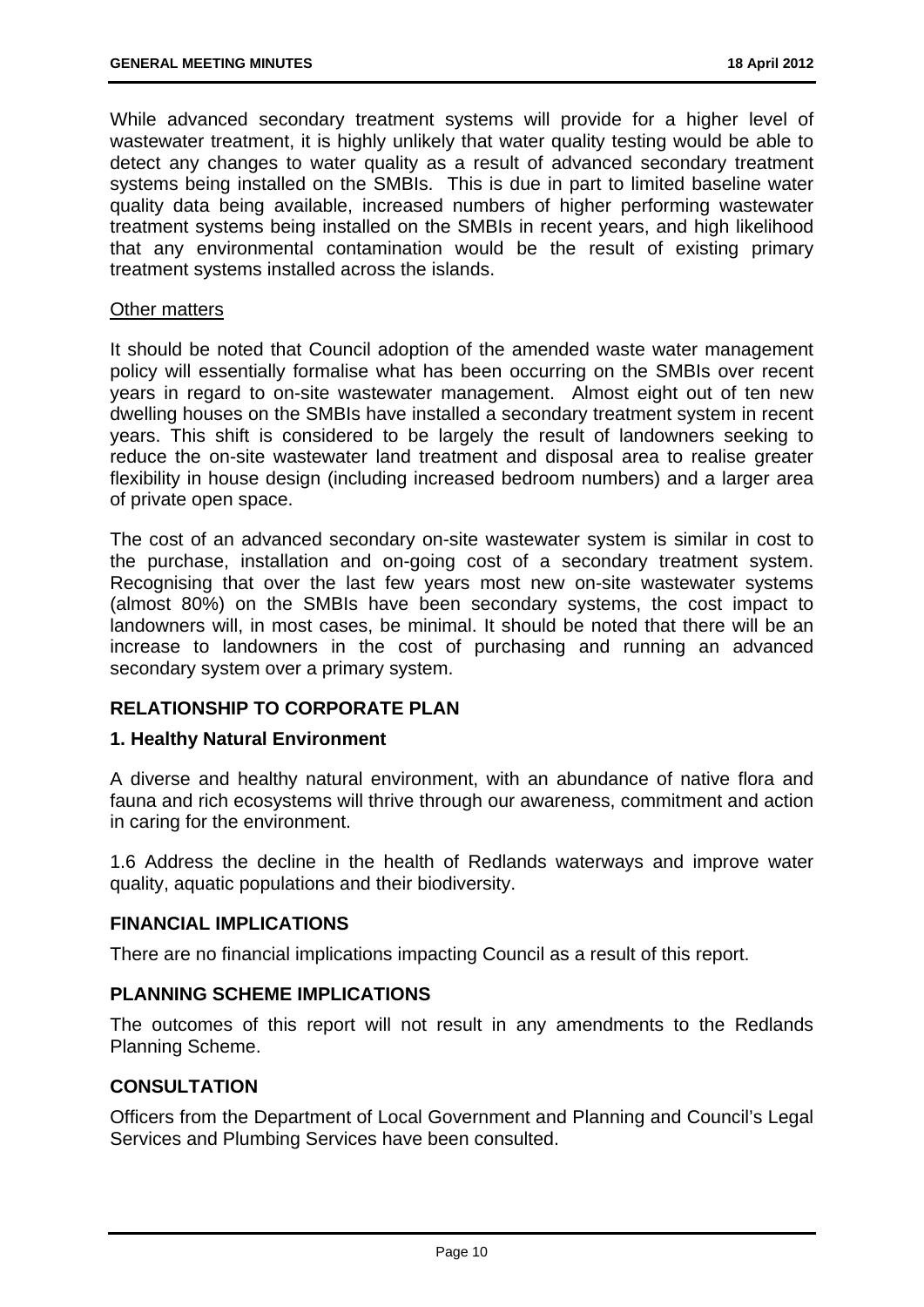While advanced secondary treatment systems will provide for a higher level of wastewater treatment, it is highly unlikely that water quality testing would be able to detect any changes to water quality as a result of advanced secondary treatment systems being installed on the SMBIs. This is due in part to limited baseline water quality data being available, increased numbers of higher performing wastewater treatment systems being installed on the SMBIs in recent years, and high likelihood that any environmental contamination would be the result of existing primary treatment systems installed across the islands.

Other matters

It should be noted that Council adoption of the amended waste water management policy will essentially formalise what has been occurring on the SMBIs over recent years in regard to on-site wastewater management. Almost eight out of ten new dwelling houses on the SMBIs have installed a secondary treatment system in recent years. This shift is considered to be largely the result of landowners seeking to reduce the on-site wastewater land treatment and disposal area to realise greater flexibility in house design (including increased bedroom numbers) and a larger area of private open space.

The cost of an advanced secondary on-site wastewater system is similar in cost to the purchase, installation and on-going cost of a secondary treatment system. Recognising that over the last few years most new on-site wastewater systems (almost 80%) on the SMBIs have been secondary systems, the cost impact to landowners will, in most cases, be minimal. It should be noted that there will be an increase to landowners in the cost of purchasing and running an advanced secondary system over a primary system.

## RELATIONSHIP TO CORPORATE PLAN

### 1. Healthy Natural Environment

A diverse and healthy natural environment, with an abundance of native flora and fauna and rich ecosystems will thrive through our awareness, commitment and action in caring for the environment.

1.6 Address the decline in the health of Redlands waterways and improve water quality, aquatic populations and their biodiversity.

## FINANCIAL IMPLICATIONS

There are no financial implications impacting Council as a result of this report.

## PLANNING SCHEME IMPLICATIONS

The outcomes of this report will not result in any amendments to the Redlands Planning Scheme.

## CONSULTATION

Officers from the Department of Local Government and Planning and Council's Legal Services and Plumbing Services have been consulted.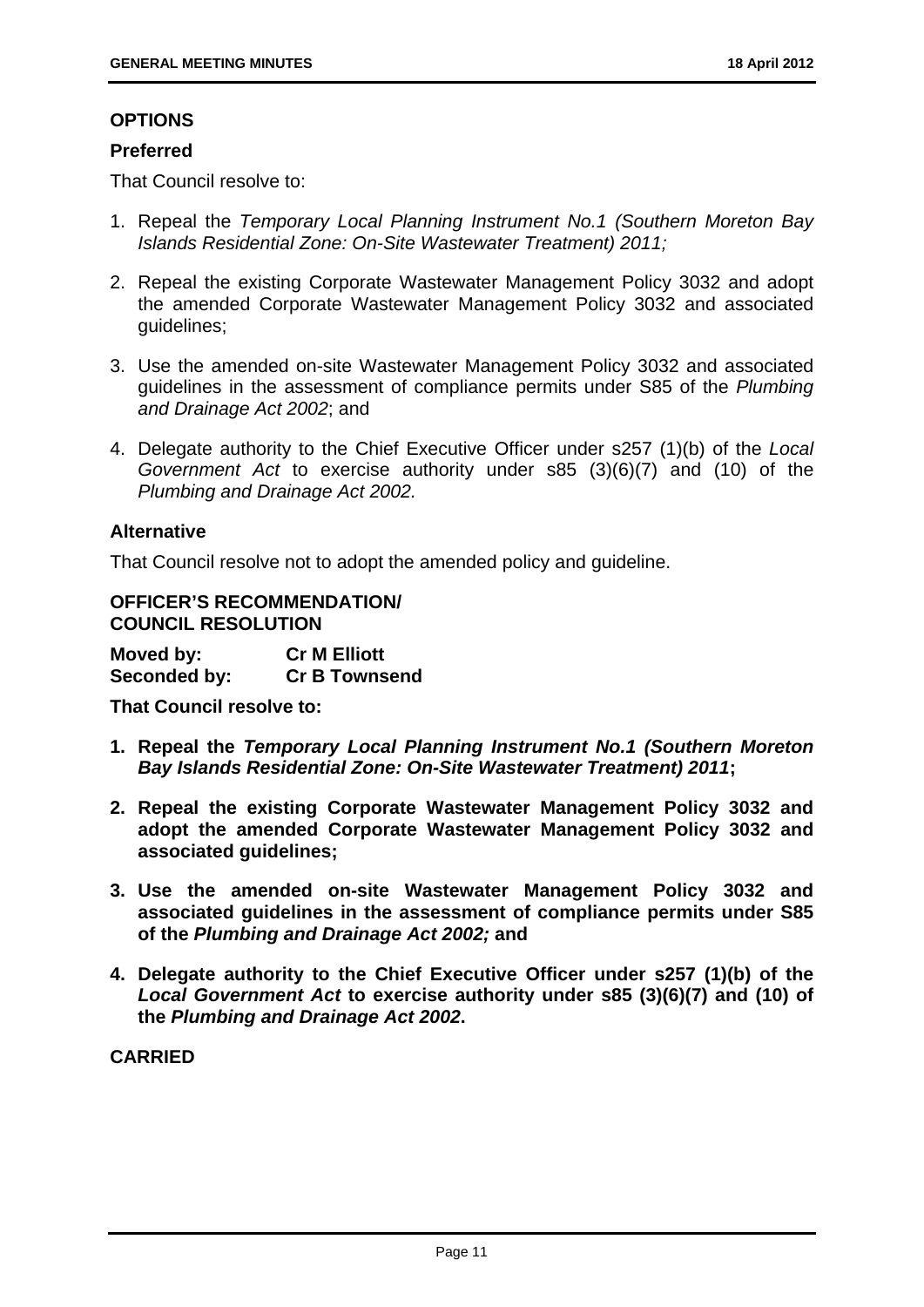## OPTIONS

### Preferred

That Council resolve to:

1. Repeal the *Temporary Local Planning Instrument No.1 (Southern Moreton Bay Islands Residential Zone: On-Site Wastewater Treatment) 2011;*

2. Repeal the existing Corporate Wastewater Management Policy 3032 and adopt the amended Corporate Wastewater Management Policy 3032 and associated guidelines;

3. Use the amended on-site Wastewater Management Policy 3032 and associated guidelines in the assessment of compliance permits under S85 of the *Plumbing and Drainage Act 2002*; and

4. Delegate authority to the Chief Executive Officer under s257 (1)(b) of the *Local Government Act* to exercise authority under s85 (3)(6)(7) and (10) of the *Plumbing and Drainage Act 2002.*

### Alternative

That Council resolve not to adopt the amended policy and guideline.

**OFFICER'S RECOMMENDATION/**
**COUNCIL RESOLUTION**

| | |
|---|---|
| **Moved by:** | **Cr M Elliott** |
| **Seconded by:** | **Cr B Townsend** |

**That Council resolve to:**

1. **Repeal the *Temporary Local Planning Instrument No.1 (Southern Moreton Bay Islands Residential Zone: On-Site Wastewater Treatment) 2011*;**

2. **Repeal the existing Corporate Wastewater Management Policy 3032 and adopt the amended Corporate Wastewater Management Policy 3032 and associated guidelines;**

3. **Use the amended on-site Wastewater Management Policy 3032 and associated guidelines in the assessment of compliance permits under S85 of the *Plumbing and Drainage Act 2002;* and**

4. **Delegate authority to the Chief Executive Officer under s257 (1)(b) of the *Local Government Act* to exercise authority under s85 (3)(6)(7) and (10) of the *Plumbing and Drainage Act 2002*.**

**CARRIED**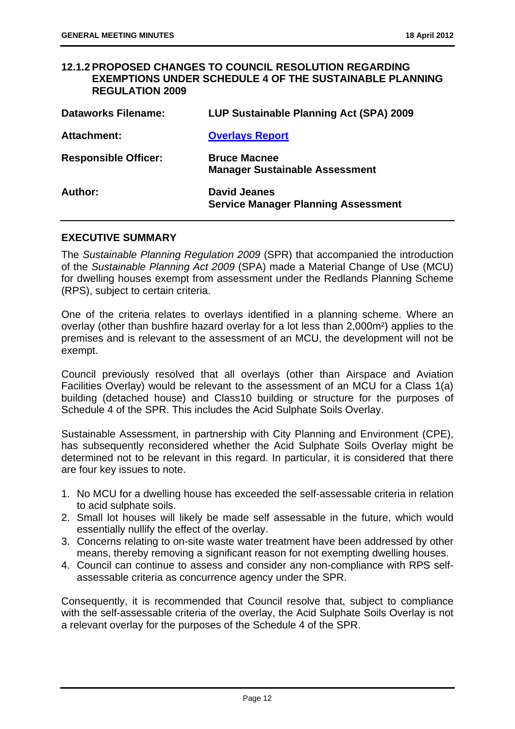## 12.1.2 PROPOSED CHANGES TO COUNCIL RESOLUTION REGARDING EXEMPTIONS UNDER SCHEDULE 4 OF THE SUSTAINABLE PLANNING REGULATION 2009

| | |
|---|---|
| **Dataworks Filename:** | **LUP Sustainable Planning Act (SPA) 2009** |
| **Attachment:** | **Overlays Report** |
| **Responsible Officer:** | **Bruce Macnee**<br>**Manager Sustainable Assessment** |
| **Author:** | **David Jeanes**<br>**Service Manager Planning Assessment** |

### EXECUTIVE SUMMARY

The *Sustainable Planning Regulation 2009* (SPR) that accompanied the introduction of the *Sustainable Planning Act 2009* (SPA) made a Material Change of Use (MCU) for dwelling houses exempt from assessment under the Redlands Planning Scheme (RPS), subject to certain criteria.

One of the criteria relates to overlays identified in a planning scheme. Where an overlay (other than bushfire hazard overlay for a lot less than 2,000m²) applies to the premises and is relevant to the assessment of an MCU, the development will not be exempt.

Council previously resolved that all overlays (other than Airspace and Aviation Facilities Overlay) would be relevant to the assessment of an MCU for a Class 1(a) building (detached house) and Class10 building or structure for the purposes of Schedule 4 of the SPR. This includes the Acid Sulphate Soils Overlay.

Sustainable Assessment, in partnership with City Planning and Environment (CPE), has subsequently reconsidered whether the Acid Sulphate Soils Overlay might be determined not to be relevant in this regard. In particular, it is considered that there are four key issues to note.

1. No MCU for a dwelling house has exceeded the self-assessable criteria in relation to acid sulphate soils.
2. Small lot houses will likely be made self assessable in the future, which would essentially nullify the effect of the overlay.
3. Concerns relating to on-site waste water treatment have been addressed by other means, thereby removing a significant reason for not exempting dwelling houses.
4. Council can continue to assess and consider any non-compliance with RPS self-assessable criteria as concurrence agency under the SPR.

Consequently, it is recommended that Council resolve that, subject to compliance with the self-assessable criteria of the overlay, the Acid Sulphate Soils Overlay is not a relevant overlay for the purposes of the Schedule 4 of the SPR.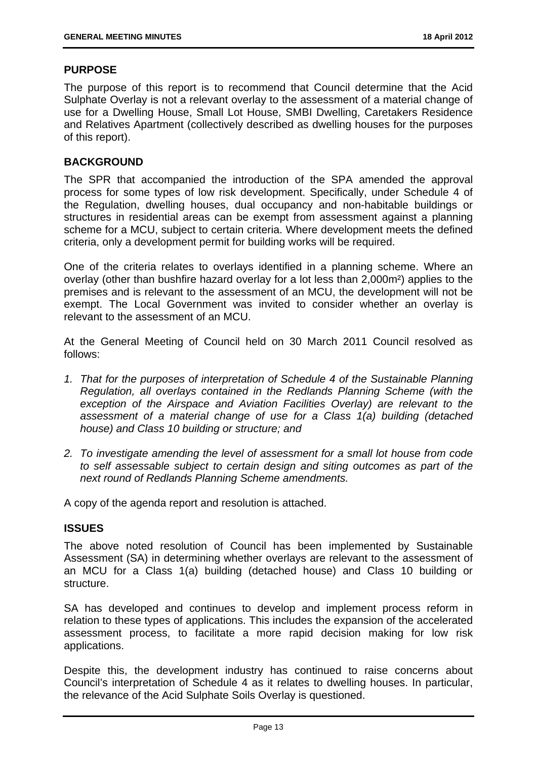## PURPOSE

The purpose of this report is to recommend that Council determine that the Acid Sulphate Overlay is not a relevant overlay to the assessment of a material change of use for a Dwelling House, Small Lot House, SMBI Dwelling, Caretakers Residence and Relatives Apartment (collectively described as dwelling houses for the purposes of this report).

## BACKGROUND

The SPR that accompanied the introduction of the SPA amended the approval process for some types of low risk development. Specifically, under Schedule 4 of the Regulation, dwelling houses, dual occupancy and non-habitable buildings or structures in residential areas can be exempt from assessment against a planning scheme for a MCU, subject to certain criteria. Where development meets the defined criteria, only a development permit for building works will be required.

One of the criteria relates to overlays identified in a planning scheme. Where an overlay (other than bushfire hazard overlay for a lot less than 2,000m²) applies to the premises and is relevant to the assessment of an MCU, the development will not be exempt. The Local Government was invited to consider whether an overlay is relevant to the assessment of an MCU.

At the General Meeting of Council held on 30 March 2011 Council resolved as follows:

1. *That for the purposes of interpretation of Schedule 4 of the Sustainable Planning Regulation, all overlays contained in the Redlands Planning Scheme (with the exception of the Airspace and Aviation Facilities Overlay) are relevant to the assessment of a material change of use for a Class 1(a) building (detached house) and Class 10 building or structure; and*
2. *To investigate amending the level of assessment for a small lot house from code to self assessable subject to certain design and siting outcomes as part of the next round of Redlands Planning Scheme amendments.*

A copy of the agenda report and resolution is attached.

## ISSUES

The above noted resolution of Council has been implemented by Sustainable Assessment (SA) in determining whether overlays are relevant to the assessment of an MCU for a Class 1(a) building (detached house) and Class 10 building or structure.

SA has developed and continues to develop and implement process reform in relation to these types of applications. This includes the expansion of the accelerated assessment process, to facilitate a more rapid decision making for low risk applications.

Despite this, the development industry has continued to raise concerns about Council's interpretation of Schedule 4 as it relates to dwelling houses. In particular, the relevance of the Acid Sulphate Soils Overlay is questioned.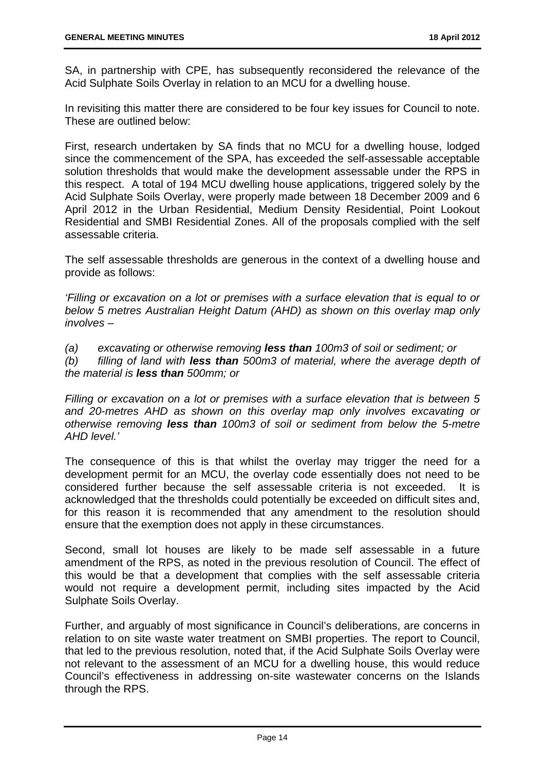SA, in partnership with CPE, has subsequently reconsidered the relevance of the Acid Sulphate Soils Overlay in relation to an MCU for a dwelling house.

In revisiting this matter there are considered to be four key issues for Council to note. These are outlined below:

First, research undertaken by SA finds that no MCU for a dwelling house, lodged since the commencement of the SPA, has exceeded the self-assessable acceptable solution thresholds that would make the development assessable under the RPS in this respect. A total of 194 MCU dwelling house applications, triggered solely by the Acid Sulphate Soils Overlay, were properly made between 18 December 2009 and 6 April 2012 in the Urban Residential, Medium Density Residential, Point Lookout Residential and SMBI Residential Zones. All of the proposals complied with the self assessable criteria.

The self assessable thresholds are generous in the context of a dwelling house and provide as follows:

*'Filling or excavation on a lot or premises with a surface elevation that is equal to or below 5 metres Australian Height Datum (AHD) as shown on this overlay map only involves –*

*(a) excavating or otherwise removing **less than** 100m3 of soil or sediment; or*
*(b) filling of land with **less than** 500m3 of material, where the average depth of the material is **less than** 500mm; or*

*Filling or excavation on a lot or premises with a surface elevation that is between 5 and 20-metres AHD as shown on this overlay map only involves excavating or otherwise removing **less than** 100m3 of soil or sediment from below the 5-metre AHD level.'*

The consequence of this is that whilst the overlay may trigger the need for a development permit for an MCU, the overlay code essentially does not need to be considered further because the self assessable criteria is not exceeded. It is acknowledged that the thresholds could potentially be exceeded on difficult sites and, for this reason it is recommended that any amendment to the resolution should ensure that the exemption does not apply in these circumstances.

Second, small lot houses are likely to be made self assessable in a future amendment of the RPS, as noted in the previous resolution of Council. The effect of this would be that a development that complies with the self assessable criteria would not require a development permit, including sites impacted by the Acid Sulphate Soils Overlay.

Further, and arguably of most significance in Council's deliberations, are concerns in relation to on site waste water treatment on SMBI properties. The report to Council, that led to the previous resolution, noted that, if the Acid Sulphate Soils Overlay were not relevant to the assessment of an MCU for a dwelling house, this would reduce Council's effectiveness in addressing on-site wastewater concerns on the Islands through the RPS.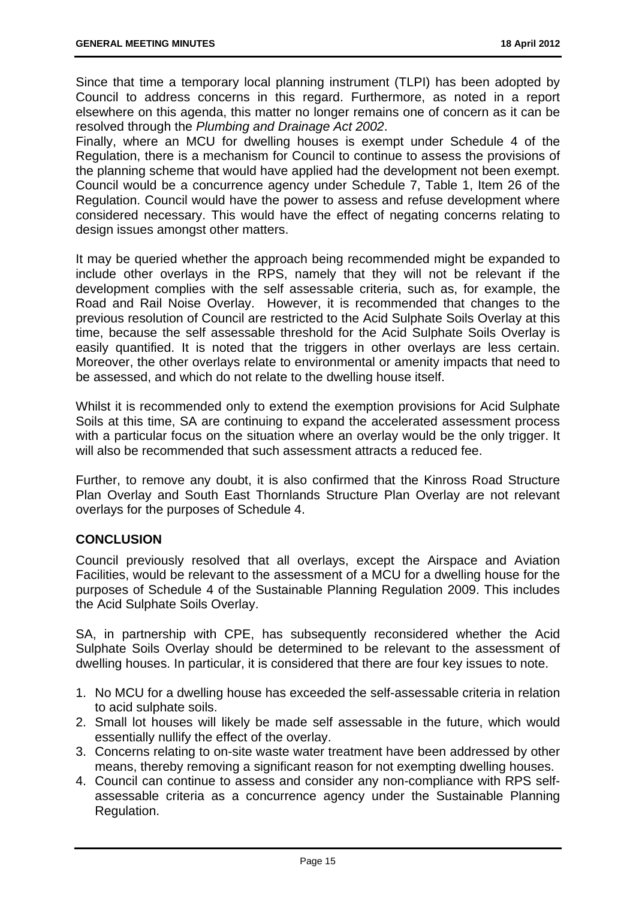Since that time a temporary local planning instrument (TLPI) has been adopted by Council to address concerns in this regard. Furthermore, as noted in a report elsewhere on this agenda, this matter no longer remains one of concern as it can be resolved through the *Plumbing and Drainage Act 2002*.

Finally, where an MCU for dwelling houses is exempt under Schedule 4 of the Regulation, there is a mechanism for Council to continue to assess the provisions of the planning scheme that would have applied had the development not been exempt. Council would be a concurrence agency under Schedule 7, Table 1, Item 26 of the Regulation. Council would have the power to assess and refuse development where considered necessary. This would have the effect of negating concerns relating to design issues amongst other matters.

It may be queried whether the approach being recommended might be expanded to include other overlays in the RPS, namely that they will not be relevant if the development complies with the self assessable criteria, such as, for example, the Road and Rail Noise Overlay. However, it is recommended that changes to the previous resolution of Council are restricted to the Acid Sulphate Soils Overlay at this time, because the self assessable threshold for the Acid Sulphate Soils Overlay is easily quantified. It is noted that the triggers in other overlays are less certain. Moreover, the other overlays relate to environmental or amenity impacts that need to be assessed, and which do not relate to the dwelling house itself.

Whilst it is recommended only to extend the exemption provisions for Acid Sulphate Soils at this time, SA are continuing to expand the accelerated assessment process with a particular focus on the situation where an overlay would be the only trigger. It will also be recommended that such assessment attracts a reduced fee.

Further, to remove any doubt, it is also confirmed that the Kinross Road Structure Plan Overlay and South East Thornlands Structure Plan Overlay are not relevant overlays for the purposes of Schedule 4.

## CONCLUSION

Council previously resolved that all overlays, except the Airspace and Aviation Facilities, would be relevant to the assessment of a MCU for a dwelling house for the purposes of Schedule 4 of the Sustainable Planning Regulation 2009. This includes the Acid Sulphate Soils Overlay.

SA, in partnership with CPE, has subsequently reconsidered whether the Acid Sulphate Soils Overlay should be determined to be relevant to the assessment of dwelling houses. In particular, it is considered that there are four key issues to note.

1. No MCU for a dwelling house has exceeded the self-assessable criteria in relation to acid sulphate soils.
2. Small lot houses will likely be made self assessable in the future, which would essentially nullify the effect of the overlay.
3. Concerns relating to on-site waste water treatment have been addressed by other means, thereby removing a significant reason for not exempting dwelling houses.
4. Council can continue to assess and consider any non-compliance with RPS self-assessable criteria as a concurrence agency under the Sustainable Planning Regulation.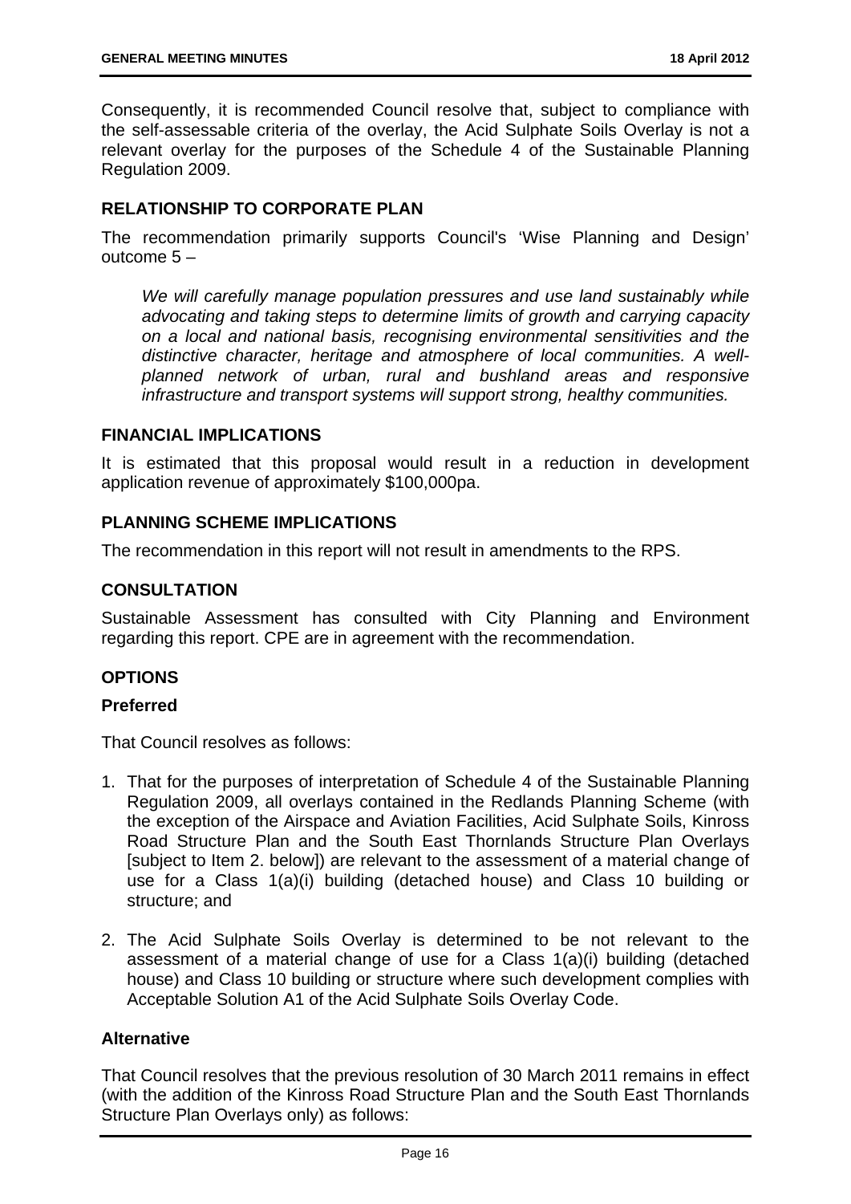Consequently, it is recommended Council resolve that, subject to compliance with the self-assessable criteria of the overlay, the Acid Sulphate Soils Overlay is not a relevant overlay for the purposes of the Schedule 4 of the Sustainable Planning Regulation 2009.

## RELATIONSHIP TO CORPORATE PLAN

The recommendation primarily supports Council's 'Wise Planning and Design' outcome 5 –

> *We will carefully manage population pressures and use land sustainably while advocating and taking steps to determine limits of growth and carrying capacity on a local and national basis, recognising environmental sensitivities and the distinctive character, heritage and atmosphere of local communities. A well-planned network of urban, rural and bushland areas and responsive infrastructure and transport systems will support strong, healthy communities.*

## FINANCIAL IMPLICATIONS

It is estimated that this proposal would result in a reduction in development application revenue of approximately $100,000pa.

## PLANNING SCHEME IMPLICATIONS

The recommendation in this report will not result in amendments to the RPS.

## CONSULTATION

Sustainable Assessment has consulted with City Planning and Environment regarding this report. CPE are in agreement with the recommendation.

## OPTIONS

### Preferred

That Council resolves as follows:

1. That for the purposes of interpretation of Schedule 4 of the Sustainable Planning Regulation 2009, all overlays contained in the Redlands Planning Scheme (with the exception of the Airspace and Aviation Facilities, Acid Sulphate Soils, Kinross Road Structure Plan and the South East Thornlands Structure Plan Overlays [subject to Item 2. below]) are relevant to the assessment of a material change of use for a Class 1(a)(i) building (detached house) and Class 10 building or structure; and

2. The Acid Sulphate Soils Overlay is determined to be not relevant to the assessment of a material change of use for a Class 1(a)(i) building (detached house) and Class 10 building or structure where such development complies with Acceptable Solution A1 of the Acid Sulphate Soils Overlay Code.

### Alternative

That Council resolves that the previous resolution of 30 March 2011 remains in effect (with the addition of the Kinross Road Structure Plan and the South East Thornlands Structure Plan Overlays only) as follows: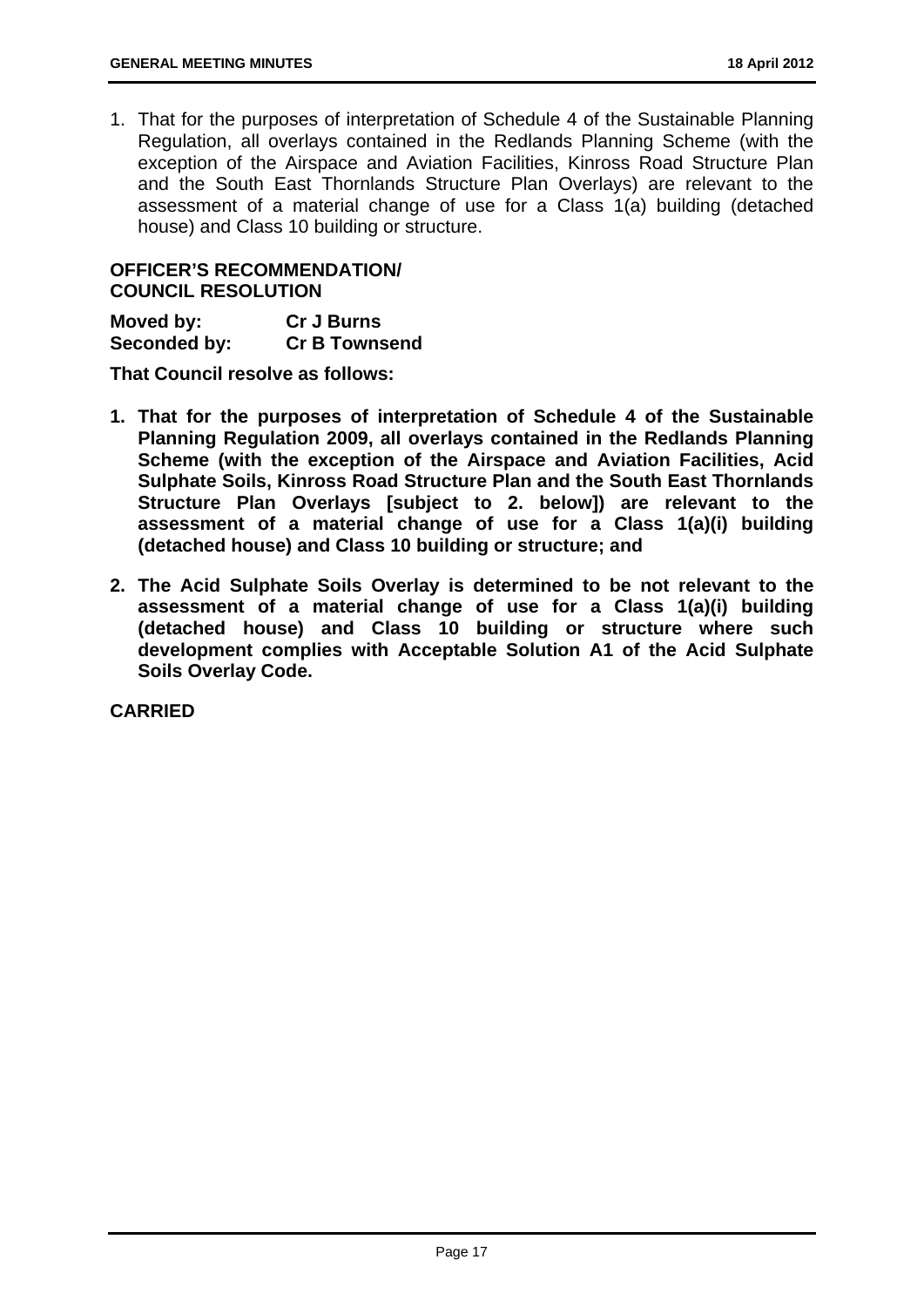1. That for the purposes of interpretation of Schedule 4 of the Sustainable Planning Regulation, all overlays contained in the Redlands Planning Scheme (with the exception of the Airspace and Aviation Facilities, Kinross Road Structure Plan and the South East Thornlands Structure Plan Overlays) are relevant to the assessment of a material change of use for a Class 1(a) building (detached house) and Class 10 building or structure.

**OFFICER'S RECOMMENDATION/ COUNCIL RESOLUTION**

**Moved by:** **Cr J Burns**
**Seconded by:** **Cr B Townsend**

**That Council resolve as follows:**

1. **That for the purposes of interpretation of Schedule 4 of the Sustainable Planning Regulation 2009, all overlays contained in the Redlands Planning Scheme (with the exception of the Airspace and Aviation Facilities, Acid Sulphate Soils, Kinross Road Structure Plan and the South East Thornlands Structure Plan Overlays [subject to 2. below]) are relevant to the assessment of a material change of use for a Class 1(a)(i) building (detached house) and Class 10 building or structure; and**

2. **The Acid Sulphate Soils Overlay is determined to be not relevant to the assessment of a material change of use for a Class 1(a)(i) building (detached house) and Class 10 building or structure where such development complies with Acceptable Solution A1 of the Acid Sulphate Soils Overlay Code.**

**CARRIED**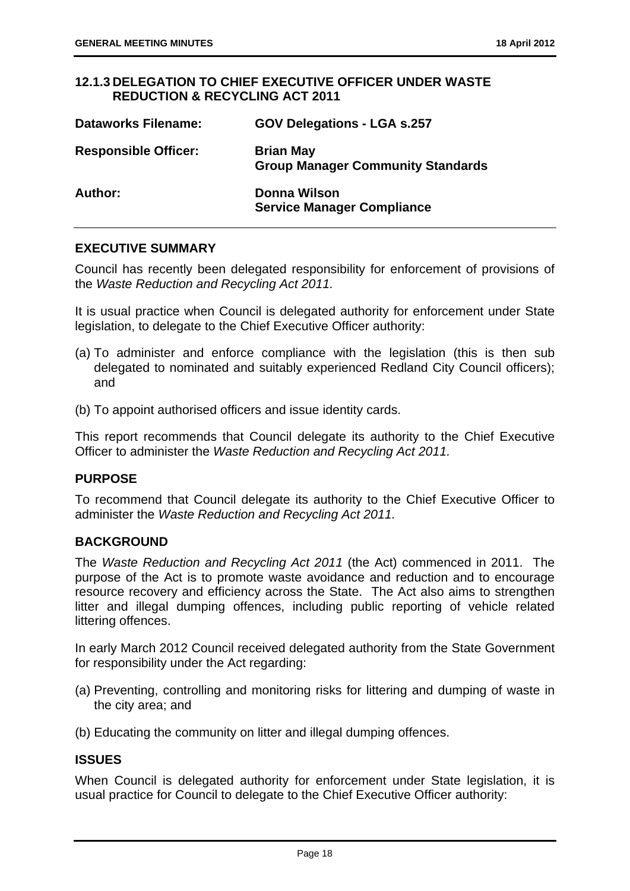## 12.1.3 DELEGATION TO CHIEF EXECUTIVE OFFICER UNDER WASTE REDUCTION & RECYCLING ACT 2011

| | |
|---|---|
| **Dataworks Filename:** | **GOV Delegations - LGA s.257** |
| **Responsible Officer:** | **Brian May**<br>**Group Manager Community Standards** |
| **Author:** | **Donna Wilson**<br>**Service Manager Compliance** |

### EXECUTIVE SUMMARY

Council has recently been delegated responsibility for enforcement of provisions of the *Waste Reduction and Recycling Act 2011.*

It is usual practice when Council is delegated authority for enforcement under State legislation, to delegate to the Chief Executive Officer authority:

(a) To administer and enforce compliance with the legislation (this is then sub delegated to nominated and suitably experienced Redland City Council officers); and

(b) To appoint authorised officers and issue identity cards.

This report recommends that Council delegate its authority to the Chief Executive Officer to administer the *Waste Reduction and Recycling Act 2011.*

### PURPOSE

To recommend that Council delegate its authority to the Chief Executive Officer to administer the *Waste Reduction and Recycling Act 2011.*

### BACKGROUND

The *Waste Reduction and Recycling Act 2011* (the Act) commenced in 2011. The purpose of the Act is to promote waste avoidance and reduction and to encourage resource recovery and efficiency across the State. The Act also aims to strengthen litter and illegal dumping offences, including public reporting of vehicle related littering offences.

In early March 2012 Council received delegated authority from the State Government for responsibility under the Act regarding:

(a) Preventing, controlling and monitoring risks for littering and dumping of waste in the city area; and

(b) Educating the community on litter and illegal dumping offences.

### ISSUES

When Council is delegated authority for enforcement under State legislation, it is usual practice for Council to delegate to the Chief Executive Officer authority: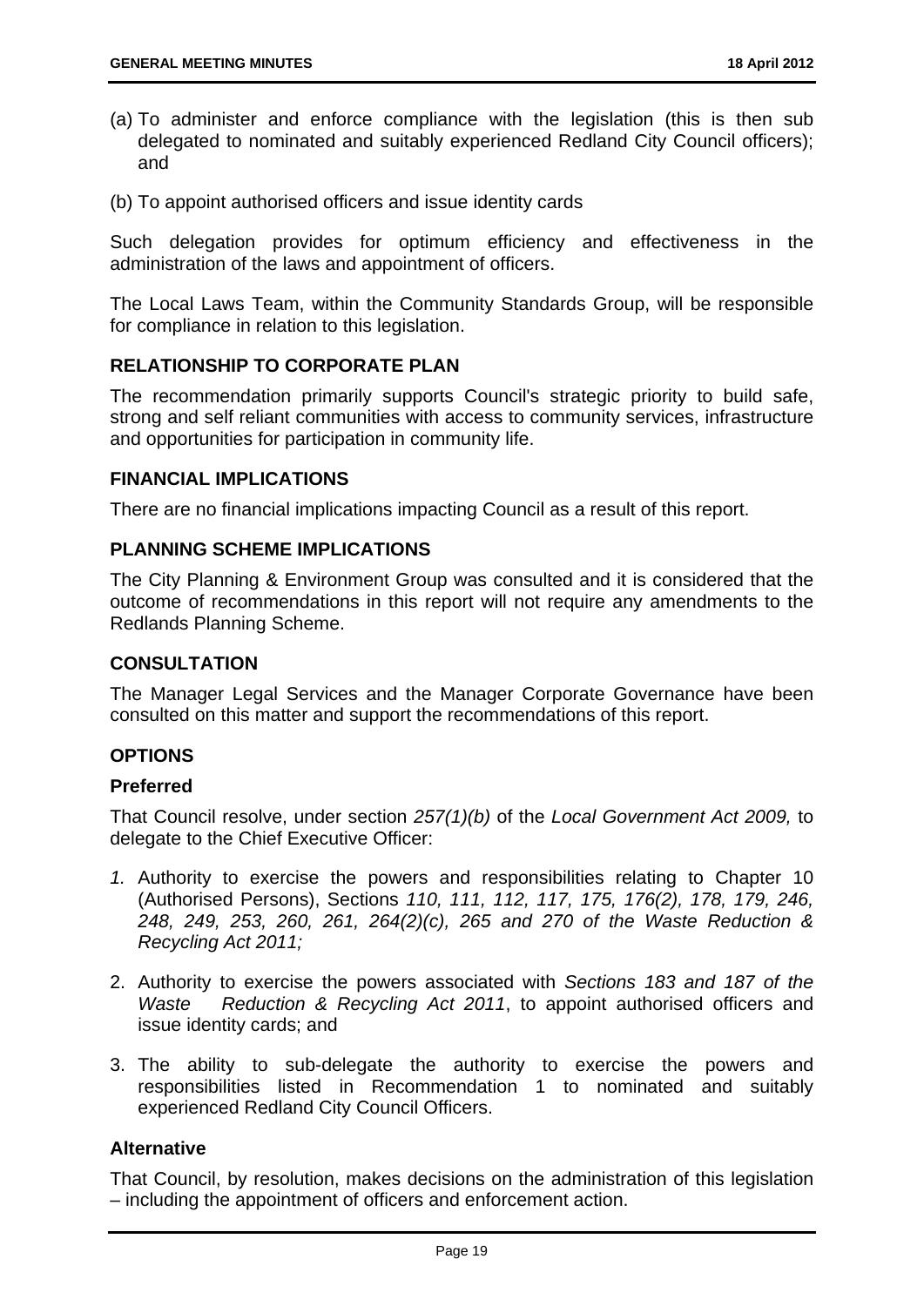(a) To administer and enforce compliance with the legislation (this is then sub delegated to nominated and suitably experienced Redland City Council officers); and

(b) To appoint authorised officers and issue identity cards

Such delegation provides for optimum efficiency and effectiveness in the administration of the laws and appointment of officers.

The Local Laws Team, within the Community Standards Group, will be responsible for compliance in relation to this legislation.

## RELATIONSHIP TO CORPORATE PLAN

The recommendation primarily supports Council's strategic priority to build safe, strong and self reliant communities with access to community services, infrastructure and opportunities for participation in community life.

## FINANCIAL IMPLICATIONS

There are no financial implications impacting Council as a result of this report.

## PLANNING SCHEME IMPLICATIONS

The City Planning & Environment Group was consulted and it is considered that the outcome of recommendations in this report will not require any amendments to the Redlands Planning Scheme.

## CONSULTATION

The Manager Legal Services and the Manager Corporate Governance have been consulted on this matter and support the recommendations of this report.

## OPTIONS

### Preferred

That Council resolve, under section *257(1)(b)* of the *Local Government Act 2009,* to delegate to the Chief Executive Officer:

*1.* Authority to exercise the powers and responsibilities relating to Chapter 10 (Authorised Persons), Sections *110, 111, 112, 117, 175, 176(2), 178, 179, 246, 248, 249, 253, 260, 261, 264(2)(c), 265 and 270 of the Waste Reduction & Recycling Act 2011;*

2. Authority to exercise the powers associated with *Sections 183 and 187 of the Waste Reduction & Recycling Act 2011*, to appoint authorised officers and issue identity cards; and

3. The ability to sub-delegate the authority to exercise the powers and responsibilities listed in Recommendation 1 to nominated and suitably experienced Redland City Council Officers.

### Alternative

That Council, by resolution, makes decisions on the administration of this legislation – including the appointment of officers and enforcement action.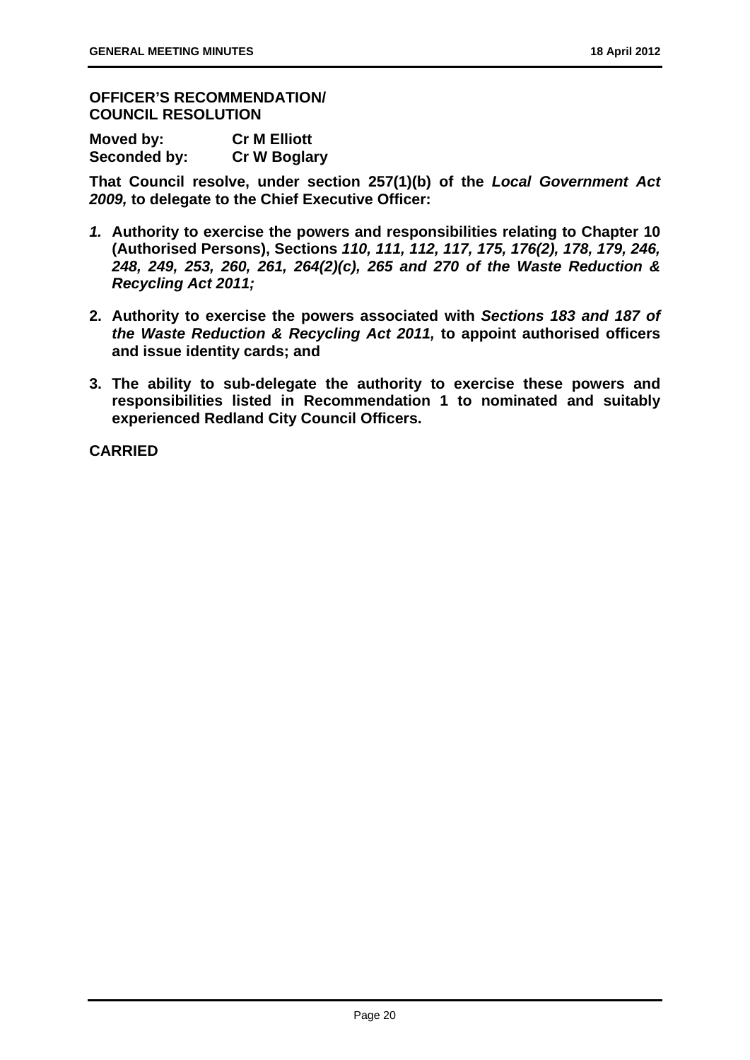**OFFICER'S RECOMMENDATION/
COUNCIL RESOLUTION**

**Moved by:** **Cr M Elliott**
**Seconded by:** **Cr W Boglary**

**That Council resolve, under section 257(1)(b) of the *Local Government Act 2009,* to delegate to the Chief Executive Officer:**

1. **Authority to exercise the powers and responsibilities relating to Chapter 10 (Authorised Persons), Sections *110, 111, 112, 117, 175, 176(2), 178, 179, 246, 248, 249, 253, 260, 261, 264(2)(c), 265 and 270 of the Waste Reduction & Recycling Act 2011;***
2. **Authority to exercise the powers associated with *Sections 183 and 187 of the Waste Reduction & Recycling Act 2011,* to appoint authorised officers and issue identity cards; and**
3. **The ability to sub-delegate the authority to exercise these powers and responsibilities listed in Recommendation 1 to nominated and suitably experienced Redland City Council Officers.**

**CARRIED**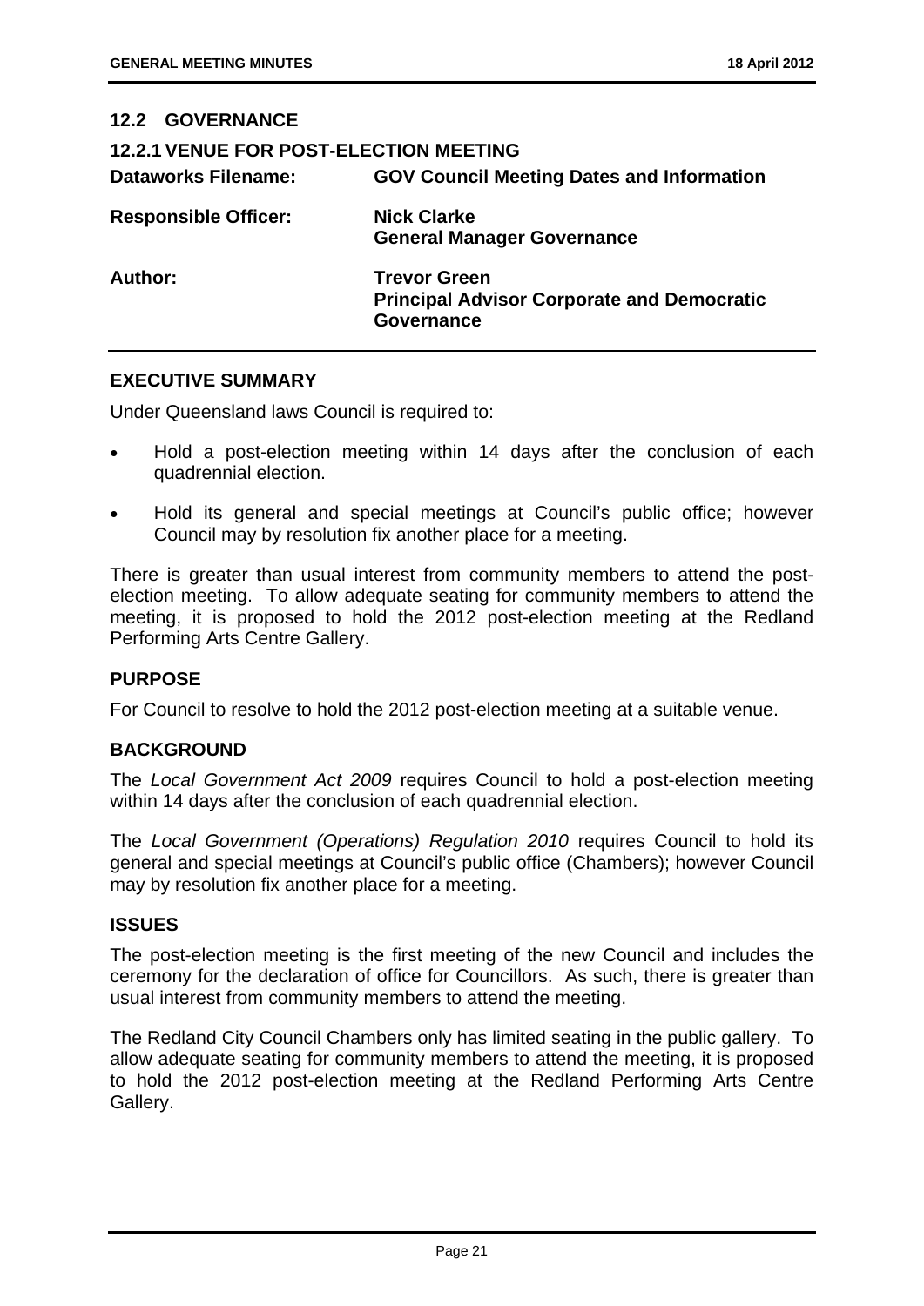## 12.2 GOVERNANCE

### 12.2.1 VENUE FOR POST-ELECTION MEETING

| | |
|---|---|
| **Dataworks Filename:** | **GOV Council Meeting Dates and Information** |
| **Responsible Officer:** | **Nick Clarke**<br>**General Manager Governance** |
| **Author:** | **Trevor Green**<br>**Principal Advisor Corporate and Democratic Governance** |

**EXECUTIVE SUMMARY**

Under Queensland laws Council is required to:

- Hold a post-election meeting within 14 days after the conclusion of each quadrennial election.
- Hold its general and special meetings at Council's public office; however Council may by resolution fix another place for a meeting.

There is greater than usual interest from community members to attend the post-election meeting. To allow adequate seating for community members to attend the meeting, it is proposed to hold the 2012 post-election meeting at the Redland Performing Arts Centre Gallery.

**PURPOSE**

For Council to resolve to hold the 2012 post-election meeting at a suitable venue.

**BACKGROUND**

The *Local Government Act 2009* requires Council to hold a post-election meeting within 14 days after the conclusion of each quadrennial election.

The *Local Government (Operations) Regulation 2010* requires Council to hold its general and special meetings at Council's public office (Chambers); however Council may by resolution fix another place for a meeting.

**ISSUES**

The post-election meeting is the first meeting of the new Council and includes the ceremony for the declaration of office for Councillors. As such, there is greater than usual interest from community members to attend the meeting.

The Redland City Council Chambers only has limited seating in the public gallery. To allow adequate seating for community members to attend the meeting, it is proposed to hold the 2012 post-election meeting at the Redland Performing Arts Centre Gallery.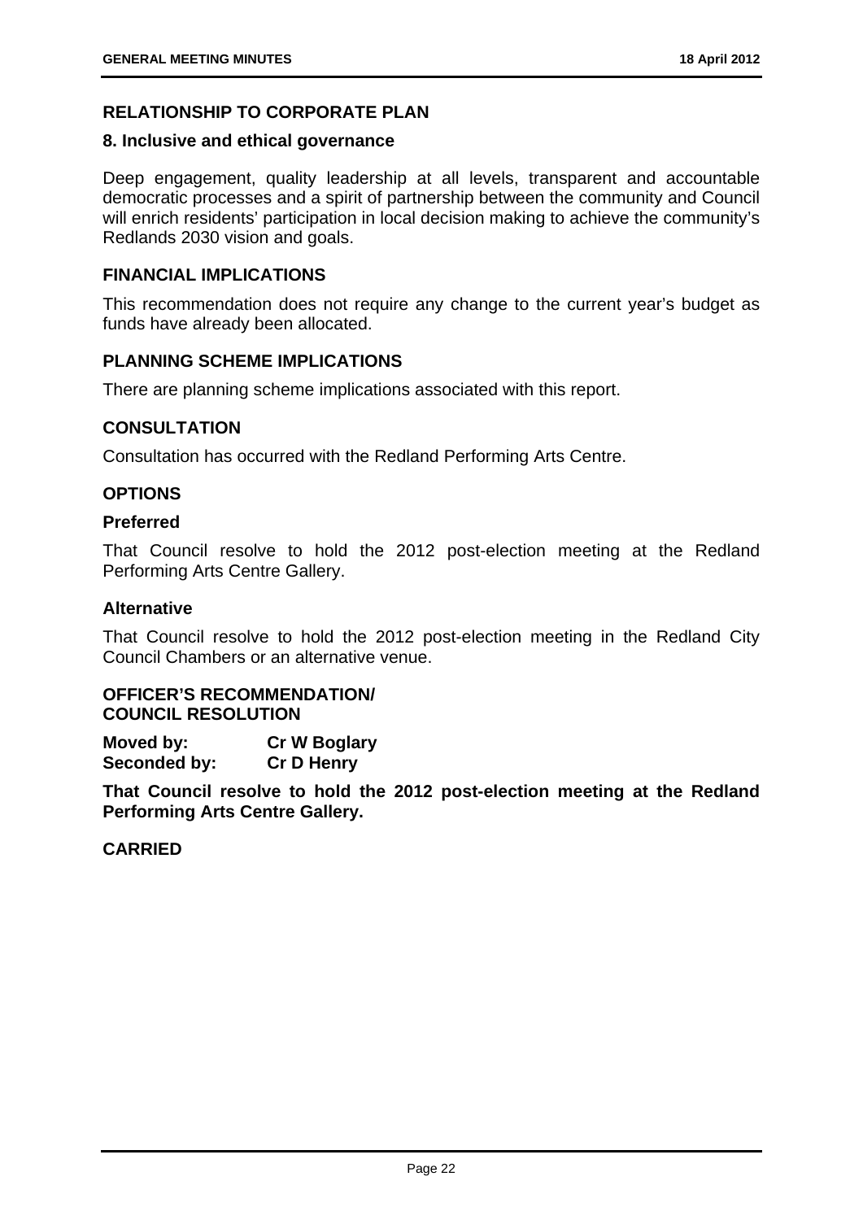## RELATIONSHIP TO CORPORATE PLAN

### 8. Inclusive and ethical governance

Deep engagement, quality leadership at all levels, transparent and accountable democratic processes and a spirit of partnership between the community and Council will enrich residents' participation in local decision making to achieve the community's Redlands 2030 vision and goals.

## FINANCIAL IMPLICATIONS

This recommendation does not require any change to the current year's budget as funds have already been allocated.

## PLANNING SCHEME IMPLICATIONS

There are planning scheme implications associated with this report.

## CONSULTATION

Consultation has occurred with the Redland Performing Arts Centre.

## OPTIONS

### Preferred

That Council resolve to hold the 2012 post-election meeting at the Redland Performing Arts Centre Gallery.

### Alternative

That Council resolve to hold the 2012 post-election meeting in the Redland City Council Chambers or an alternative venue.

**OFFICER'S RECOMMENDATION/**
**COUNCIL RESOLUTION**

**Moved by:** **Cr W Boglary**
**Seconded by:** **Cr D Henry**

**That Council resolve to hold the 2012 post-election meeting at the Redland Performing Arts Centre Gallery.**

**CARRIED**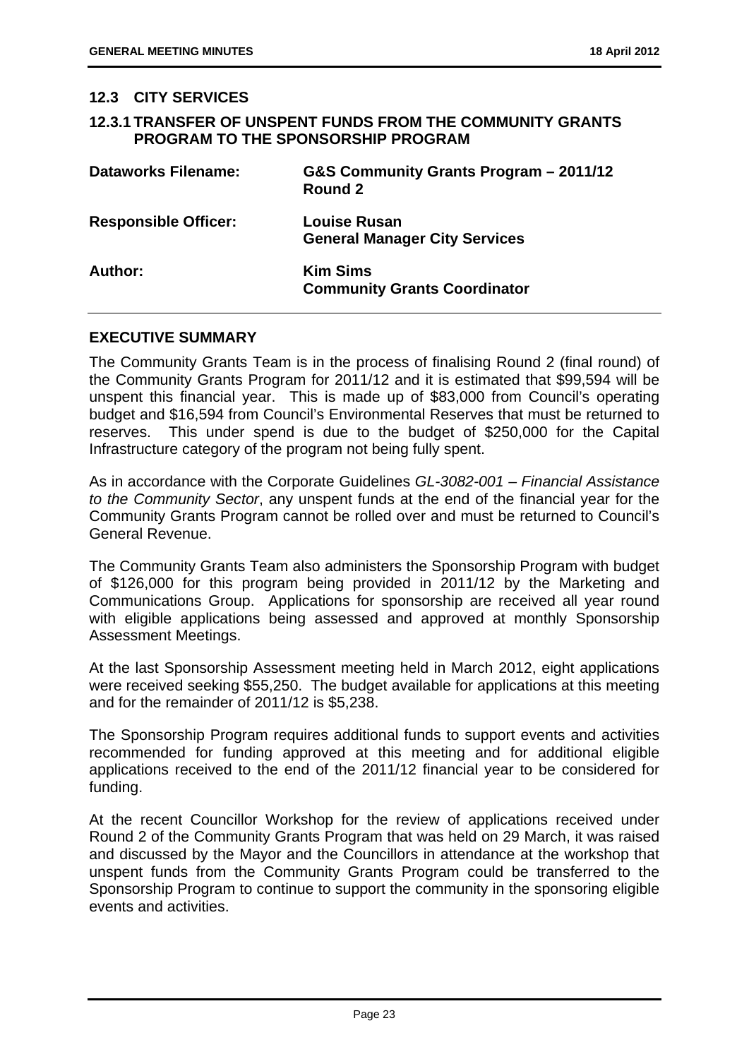## 12.3 CITY SERVICES

### 12.3.1 TRANSFER OF UNSPENT FUNDS FROM THE COMMUNITY GRANTS PROGRAM TO THE SPONSORSHIP PROGRAM

| | |
|---|---|
| **Dataworks Filename:** | **G&S Community Grants Program – 2011/12 Round 2** |
| **Responsible Officer:** | **Louise Rusan**<br>**General Manager City Services** |
| **Author:** | **Kim Sims**<br>**Community Grants Coordinator** |

## EXECUTIVE SUMMARY

The Community Grants Team is in the process of finalising Round 2 (final round) of the Community Grants Program for 2011/12 and it is estimated that $99,594 will be unspent this financial year. This is made up of $83,000 from Council's operating budget and $16,594 from Council's Environmental Reserves that must be returned to reserves. This under spend is due to the budget of $250,000 for the Capital Infrastructure category of the program not being fully spent.

As in accordance with the Corporate Guidelines *GL-3082-001 – Financial Assistance to the Community Sector*, any unspent funds at the end of the financial year for the Community Grants Program cannot be rolled over and must be returned to Council's General Revenue.

The Community Grants Team also administers the Sponsorship Program with budget of $126,000 for this program being provided in 2011/12 by the Marketing and Communications Group. Applications for sponsorship are received all year round with eligible applications being assessed and approved at monthly Sponsorship Assessment Meetings.

At the last Sponsorship Assessment meeting held in March 2012, eight applications were received seeking $55,250. The budget available for applications at this meeting and for the remainder of 2011/12 is $5,238.

The Sponsorship Program requires additional funds to support events and activities recommended for funding approved at this meeting and for additional eligible applications received to the end of the 2011/12 financial year to be considered for funding.

At the recent Councillor Workshop for the review of applications received under Round 2 of the Community Grants Program that was held on 29 March, it was raised and discussed by the Mayor and the Councillors in attendance at the workshop that unspent funds from the Community Grants Program could be transferred to the Sponsorship Program to continue to support the community in the sponsoring eligible events and activities.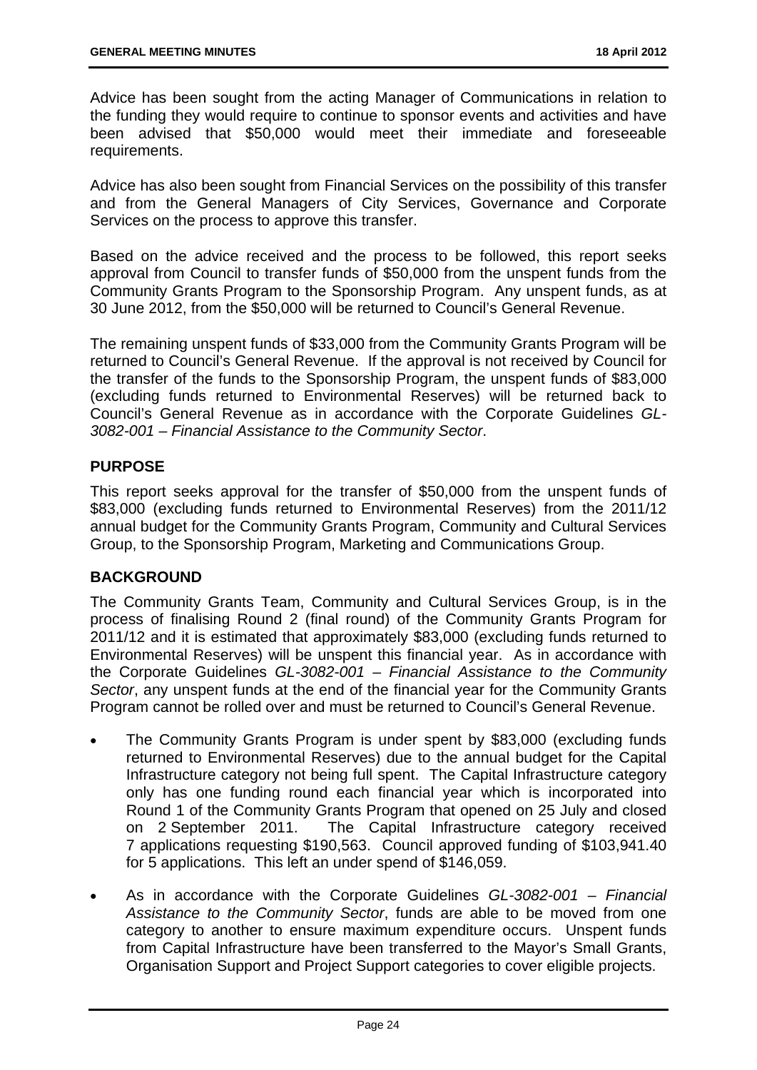Advice has been sought from the acting Manager of Communications in relation to the funding they would require to continue to sponsor events and activities and have been advised that $50,000 would meet their immediate and foreseeable requirements.

Advice has also been sought from Financial Services on the possibility of this transfer and from the General Managers of City Services, Governance and Corporate Services on the process to approve this transfer.

Based on the advice received and the process to be followed, this report seeks approval from Council to transfer funds of $50,000 from the unspent funds from the Community Grants Program to the Sponsorship Program. Any unspent funds, as at 30 June 2012, from the $50,000 will be returned to Council's General Revenue.

The remaining unspent funds of $33,000 from the Community Grants Program will be returned to Council's General Revenue. If the approval is not received by Council for the transfer of the funds to the Sponsorship Program, the unspent funds of $83,000 (excluding funds returned to Environmental Reserves) will be returned back to Council's General Revenue as in accordance with the Corporate Guidelines *GL-3082-001 – Financial Assistance to the Community Sector*.

## PURPOSE

This report seeks approval for the transfer of $50,000 from the unspent funds of $83,000 (excluding funds returned to Environmental Reserves) from the 2011/12 annual budget for the Community Grants Program, Community and Cultural Services Group, to the Sponsorship Program, Marketing and Communications Group.

## BACKGROUND

The Community Grants Team, Community and Cultural Services Group, is in the process of finalising Round 2 (final round) of the Community Grants Program for 2011/12 and it is estimated that approximately $83,000 (excluding funds returned to Environmental Reserves) will be unspent this financial year. As in accordance with the Corporate Guidelines *GL-3082-001 – Financial Assistance to the Community Sector*, any unspent funds at the end of the financial year for the Community Grants Program cannot be rolled over and must be returned to Council's General Revenue.

- The Community Grants Program is under spent by $83,000 (excluding funds returned to Environmental Reserves) due to the annual budget for the Capital Infrastructure category not being full spent. The Capital Infrastructure category only has one funding round each financial year which is incorporated into Round 1 of the Community Grants Program that opened on 25 July and closed on 2 September 2011. The Capital Infrastructure category received 7 applications requesting $190,563. Council approved funding of $103,941.40 for 5 applications. This left an under spend of $146,059.
- As in accordance with the Corporate Guidelines *GL-3082-001 – Financial Assistance to the Community Sector*, funds are able to be moved from one category to another to ensure maximum expenditure occurs. Unspent funds from Capital Infrastructure have been transferred to the Mayor's Small Grants, Organisation Support and Project Support categories to cover eligible projects.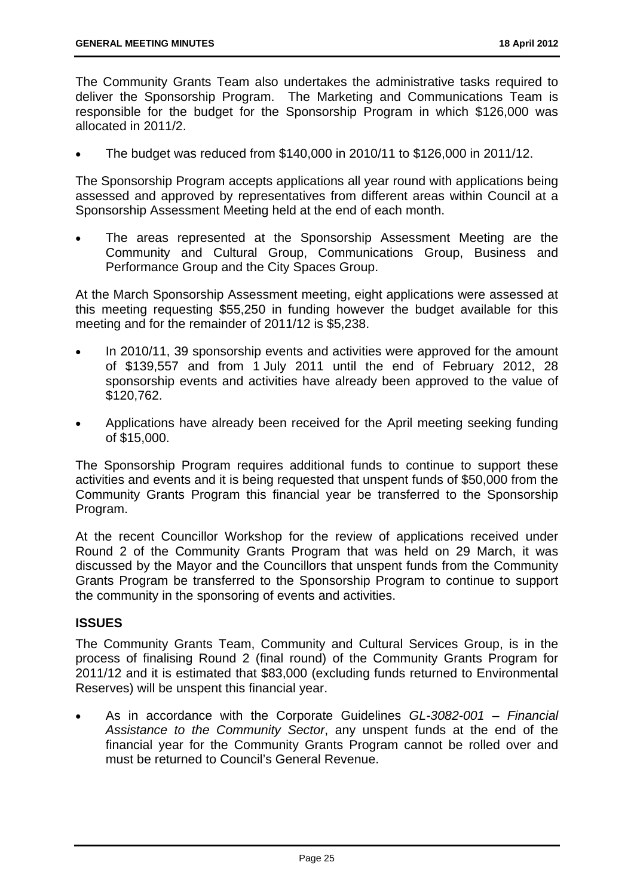The Community Grants Team also undertakes the administrative tasks required to deliver the Sponsorship Program. The Marketing and Communications Team is responsible for the budget for the Sponsorship Program in which $126,000 was allocated in 2011/2.

- The budget was reduced from $140,000 in 2010/11 to $126,000 in 2011/12.

The Sponsorship Program accepts applications all year round with applications being assessed and approved by representatives from different areas within Council at a Sponsorship Assessment Meeting held at the end of each month.

- The areas represented at the Sponsorship Assessment Meeting are the Community and Cultural Group, Communications Group, Business and Performance Group and the City Spaces Group.

At the March Sponsorship Assessment meeting, eight applications were assessed at this meeting requesting $55,250 in funding however the budget available for this meeting and for the remainder of 2011/12 is $5,238.

- In 2010/11, 39 sponsorship events and activities were approved for the amount of $139,557 and from 1 July 2011 until the end of February 2012, 28 sponsorship events and activities have already been approved to the value of $120,762.
- Applications have already been received for the April meeting seeking funding of $15,000.

The Sponsorship Program requires additional funds to continue to support these activities and events and it is being requested that unspent funds of $50,000 from the Community Grants Program this financial year be transferred to the Sponsorship Program.

At the recent Councillor Workshop for the review of applications received under Round 2 of the Community Grants Program that was held on 29 March, it was discussed by the Mayor and the Councillors that unspent funds from the Community Grants Program be transferred to the Sponsorship Program to continue to support the community in the sponsoring of events and activities.

## ISSUES

The Community Grants Team, Community and Cultural Services Group, is in the process of finalising Round 2 (final round) of the Community Grants Program for 2011/12 and it is estimated that $83,000 (excluding funds returned to Environmental Reserves) will be unspent this financial year.

- As in accordance with the Corporate Guidelines *GL-3082-001 – Financial Assistance to the Community Sector*, any unspent funds at the end of the financial year for the Community Grants Program cannot be rolled over and must be returned to Council's General Revenue.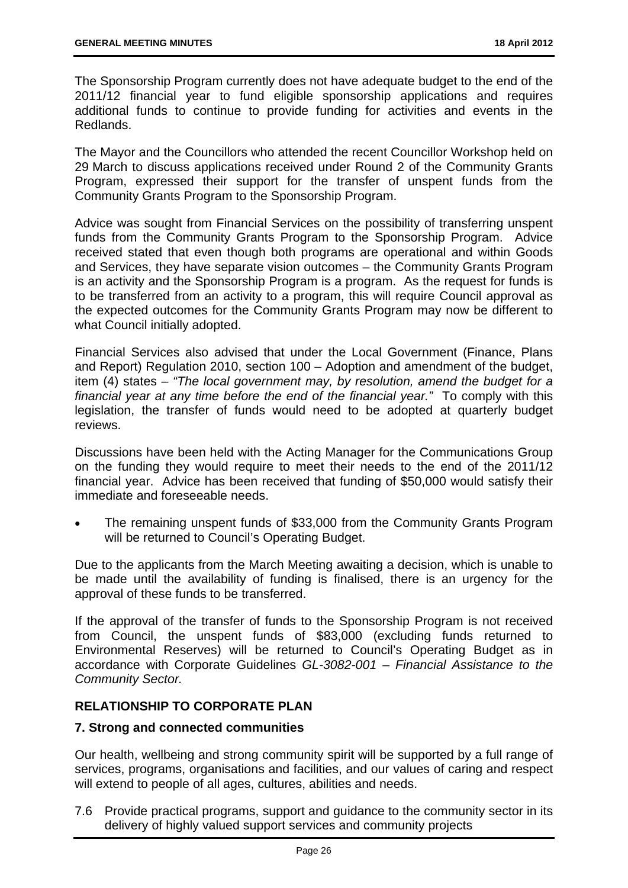The Sponsorship Program currently does not have adequate budget to the end of the 2011/12 financial year to fund eligible sponsorship applications and requires additional funds to continue to provide funding for activities and events in the Redlands.

The Mayor and the Councillors who attended the recent Councillor Workshop held on 29 March to discuss applications received under Round 2 of the Community Grants Program, expressed their support for the transfer of unspent funds from the Community Grants Program to the Sponsorship Program.

Advice was sought from Financial Services on the possibility of transferring unspent funds from the Community Grants Program to the Sponsorship Program. Advice received stated that even though both programs are operational and within Goods and Services, they have separate vision outcomes – the Community Grants Program is an activity and the Sponsorship Program is a program. As the request for funds is to be transferred from an activity to a program, this will require Council approval as the expected outcomes for the Community Grants Program may now be different to what Council initially adopted.

Financial Services also advised that under the Local Government (Finance, Plans and Report) Regulation 2010, section 100 – Adoption and amendment of the budget, item (4) states – *"The local government may, by resolution, amend the budget for a financial year at any time before the end of the financial year."* To comply with this legislation, the transfer of funds would need to be adopted at quarterly budget reviews.

Discussions have been held with the Acting Manager for the Communications Group on the funding they would require to meet their needs to the end of the 2011/12 financial year. Advice has been received that funding of $50,000 would satisfy their immediate and foreseeable needs.

- The remaining unspent funds of $33,000 from the Community Grants Program will be returned to Council's Operating Budget.

Due to the applicants from the March Meeting awaiting a decision, which is unable to be made until the availability of funding is finalised, there is an urgency for the approval of these funds to be transferred.

If the approval of the transfer of funds to the Sponsorship Program is not received from Council, the unspent funds of $83,000 (excluding funds returned to Environmental Reserves) will be returned to Council's Operating Budget as in accordance with Corporate Guidelines *GL-3082-001 – Financial Assistance to the Community Sector.*

## RELATIONSHIP TO CORPORATE PLAN

### 7. Strong and connected communities

Our health, wellbeing and strong community spirit will be supported by a full range of services, programs, organisations and facilities, and our values of caring and respect will extend to people of all ages, cultures, abilities and needs.

7.6 Provide practical programs, support and guidance to the community sector in its delivery of highly valued support services and community projects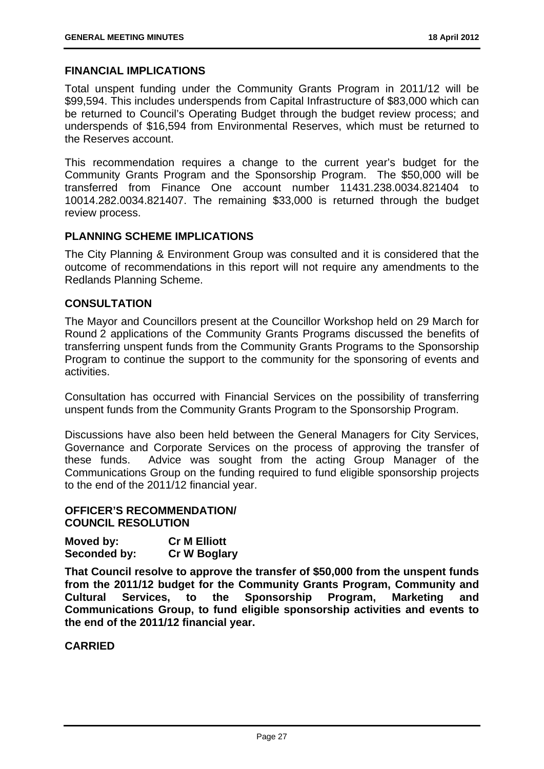## FINANCIAL IMPLICATIONS

Total unspent funding under the Community Grants Program in 2011/12 will be $99,594. This includes underspends from Capital Infrastructure of $83,000 which can be returned to Council's Operating Budget through the budget review process; and underspends of $16,594 from Environmental Reserves, which must be returned to the Reserves account.

This recommendation requires a change to the current year's budget for the Community Grants Program and the Sponsorship Program. The $50,000 will be transferred from Finance One account number 11431.238.0034.821404 to 10014.282.0034.821407. The remaining $33,000 is returned through the budget review process.

## PLANNING SCHEME IMPLICATIONS

The City Planning & Environment Group was consulted and it is considered that the outcome of recommendations in this report will not require any amendments to the Redlands Planning Scheme.

## CONSULTATION

The Mayor and Councillors present at the Councillor Workshop held on 29 March for Round 2 applications of the Community Grants Programs discussed the benefits of transferring unspent funds from the Community Grants Programs to the Sponsorship Program to continue the support to the community for the sponsoring of events and activities.

Consultation has occurred with Financial Services on the possibility of transferring unspent funds from the Community Grants Program to the Sponsorship Program.

Discussions have also been held between the General Managers for City Services, Governance and Corporate Services on the process of approving the transfer of these funds. Advice was sought from the acting Group Manager of the Communications Group on the funding required to fund eligible sponsorship projects to the end of the 2011/12 financial year.

## OFFICER'S RECOMMENDATION/ COUNCIL RESOLUTION

**Moved by:** **Cr M Elliott**
**Seconded by:** **Cr W Boglary**

**That Council resolve to approve the transfer of $50,000 from the unspent funds from the 2011/12 budget for the Community Grants Program, Community and Cultural Services, to the Sponsorship Program, Marketing and Communications Group, to fund eligible sponsorship activities and events to the end of the 2011/12 financial year.**

**CARRIED**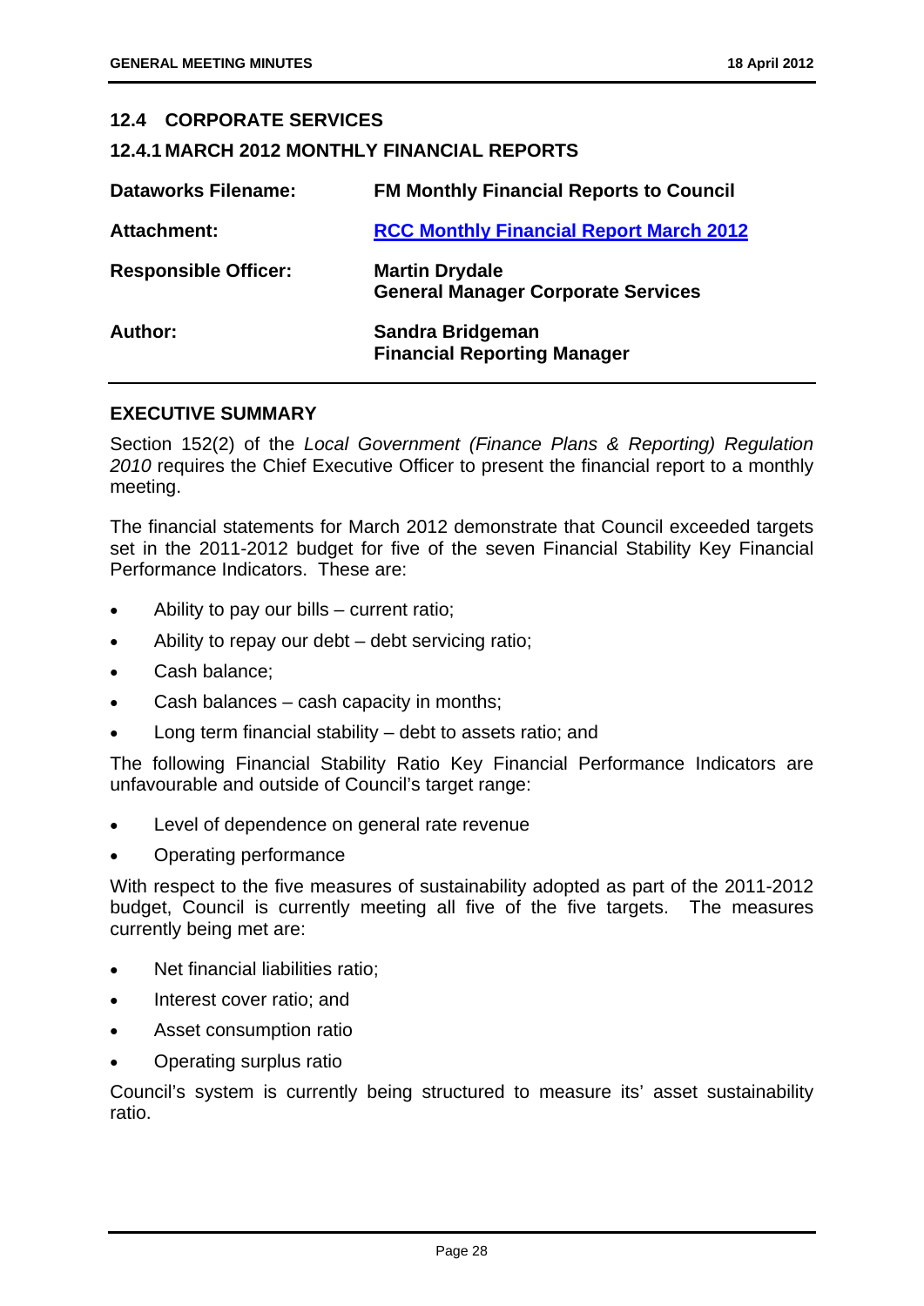## 12.4 CORPORATE SERVICES

### 12.4.1 MARCH 2012 MONTHLY FINANCIAL REPORTS

| | |
|---|---|
| **Dataworks Filename:** | **FM Monthly Financial Reports to Council** |
| **Attachment:** | **RCC Monthly Financial Report March 2012** |
| **Responsible Officer:** | **Martin Drydale**<br>**General Manager Corporate Services** |
| **Author:** | **Sandra Bridgeman**<br>**Financial Reporting Manager** |

### EXECUTIVE SUMMARY

Section 152(2) of the *Local Government (Finance Plans & Reporting) Regulation 2010* requires the Chief Executive Officer to present the financial report to a monthly meeting.

The financial statements for March 2012 demonstrate that Council exceeded targets set in the 2011-2012 budget for five of the seven Financial Stability Key Financial Performance Indicators. These are:

- Ability to pay our bills – current ratio;
- Ability to repay our debt – debt servicing ratio;
- Cash balance;
- Cash balances – cash capacity in months;
- Long term financial stability – debt to assets ratio; and

The following Financial Stability Ratio Key Financial Performance Indicators are unfavourable and outside of Council's target range:

- Level of dependence on general rate revenue
- Operating performance

With respect to the five measures of sustainability adopted as part of the 2011-2012 budget, Council is currently meeting all five of the five targets. The measures currently being met are:

- Net financial liabilities ratio;
- Interest cover ratio; and
- Asset consumption ratio
- Operating surplus ratio

Council's system is currently being structured to measure its' asset sustainability ratio.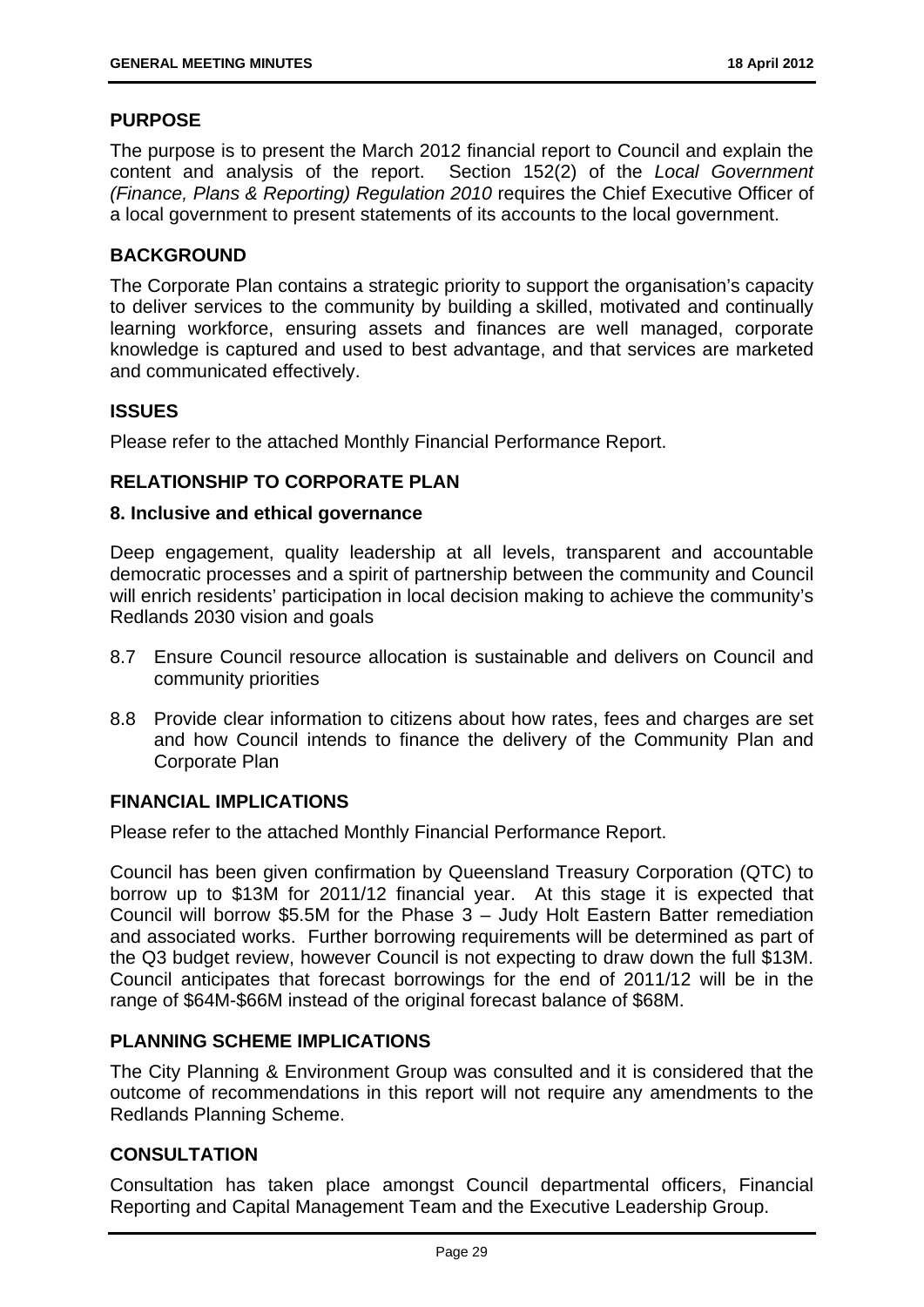## PURPOSE

The purpose is to present the March 2012 financial report to Council and explain the content and analysis of the report. Section 152(2) of the *Local Government (Finance, Plans & Reporting) Regulation 2010* requires the Chief Executive Officer of a local government to present statements of its accounts to the local government.

## BACKGROUND

The Corporate Plan contains a strategic priority to support the organisation's capacity to deliver services to the community by building a skilled, motivated and continually learning workforce, ensuring assets and finances are well managed, corporate knowledge is captured and used to best advantage, and that services are marketed and communicated effectively.

## ISSUES

Please refer to the attached Monthly Financial Performance Report.

## RELATIONSHIP TO CORPORATE PLAN

### 8. Inclusive and ethical governance

Deep engagement, quality leadership at all levels, transparent and accountable democratic processes and a spirit of partnership between the community and Council will enrich residents' participation in local decision making to achieve the community's Redlands 2030 vision and goals

8.7 Ensure Council resource allocation is sustainable and delivers on Council and community priorities

8.8 Provide clear information to citizens about how rates, fees and charges are set and how Council intends to finance the delivery of the Community Plan and Corporate Plan

## FINANCIAL IMPLICATIONS

Please refer to the attached Monthly Financial Performance Report.

Council has been given confirmation by Queensland Treasury Corporation (QTC) to borrow up to $13M for 2011/12 financial year. At this stage it is expected that Council will borrow $5.5M for the Phase 3 – Judy Holt Eastern Batter remediation and associated works. Further borrowing requirements will be determined as part of the Q3 budget review, however Council is not expecting to draw down the full $13M. Council anticipates that forecast borrowings for the end of 2011/12 will be in the range of $64M-$66M instead of the original forecast balance of $68M.

## PLANNING SCHEME IMPLICATIONS

The City Planning & Environment Group was consulted and it is considered that the outcome of recommendations in this report will not require any amendments to the Redlands Planning Scheme.

## CONSULTATION

Consultation has taken place amongst Council departmental officers, Financial Reporting and Capital Management Team and the Executive Leadership Group.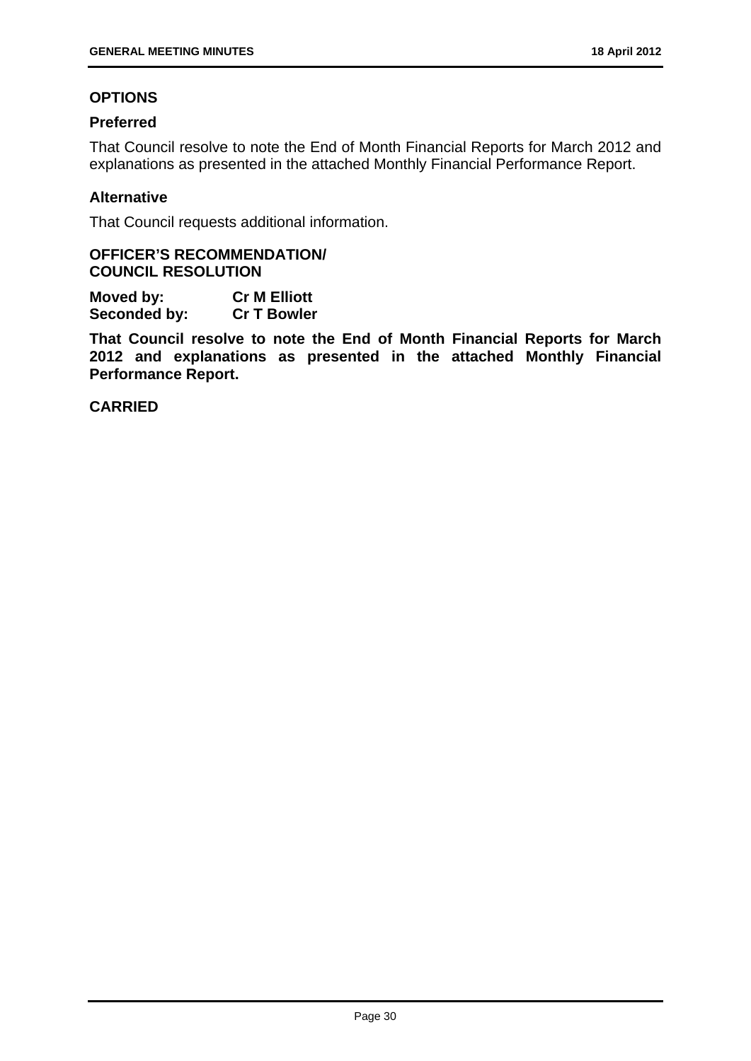## OPTIONS

### Preferred

That Council resolve to note the End of Month Financial Reports for March 2012 and explanations as presented in the attached Monthly Financial Performance Report.

### Alternative

That Council requests additional information.

**OFFICER'S RECOMMENDATION/**
**COUNCIL RESOLUTION**

**Moved by:** **Cr M Elliott**
**Seconded by:** **Cr T Bowler**

**That Council resolve to note the End of Month Financial Reports for March 2012 and explanations as presented in the attached Monthly Financial Performance Report.**

**CARRIED**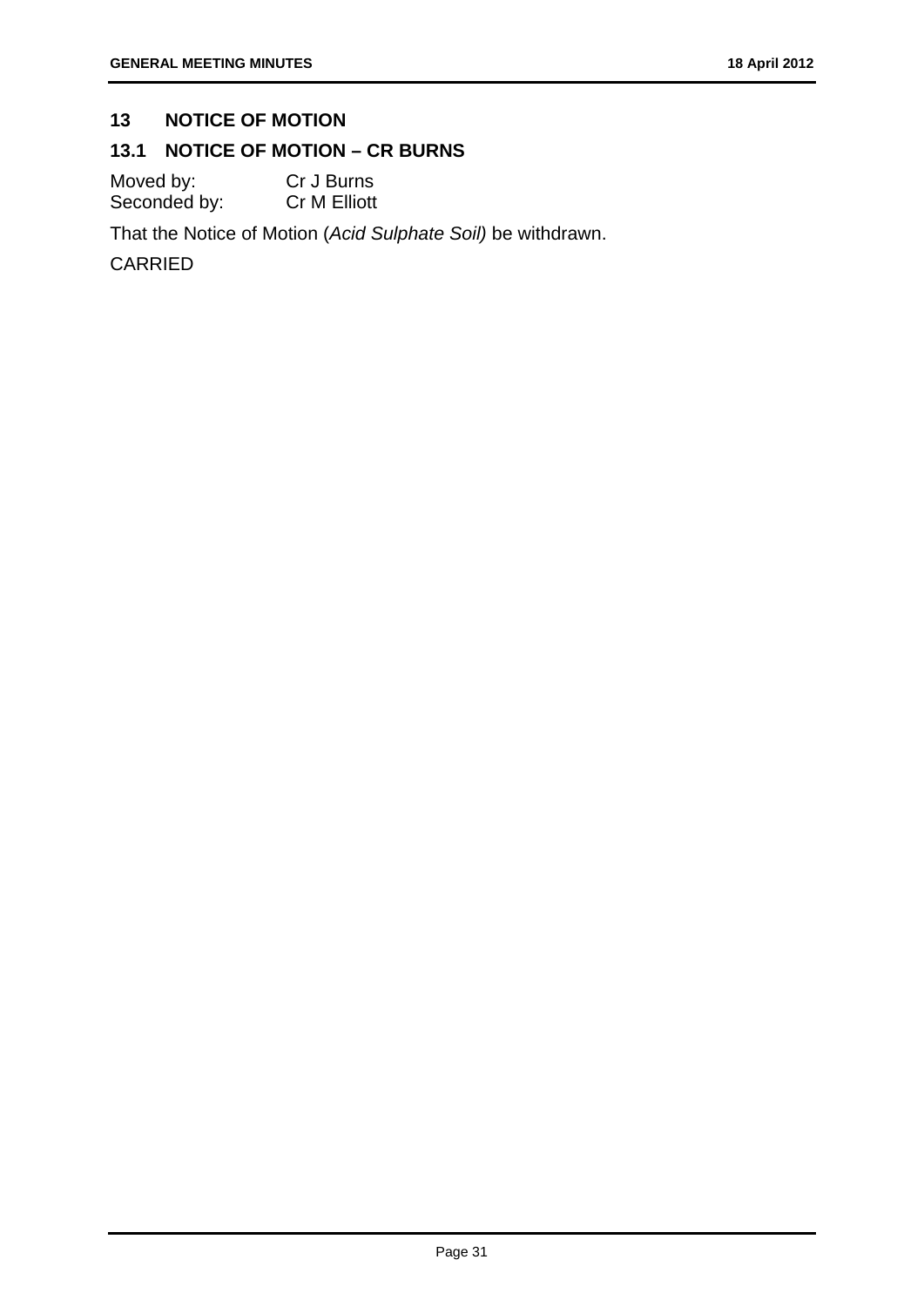## 13 NOTICE OF MOTION

### 13.1 NOTICE OF MOTION – CR BURNS

Moved by: Cr J Burns
Seconded by: Cr M Elliott

That the Notice of Motion (*Acid Sulphate Soil)* be withdrawn.

CARRIED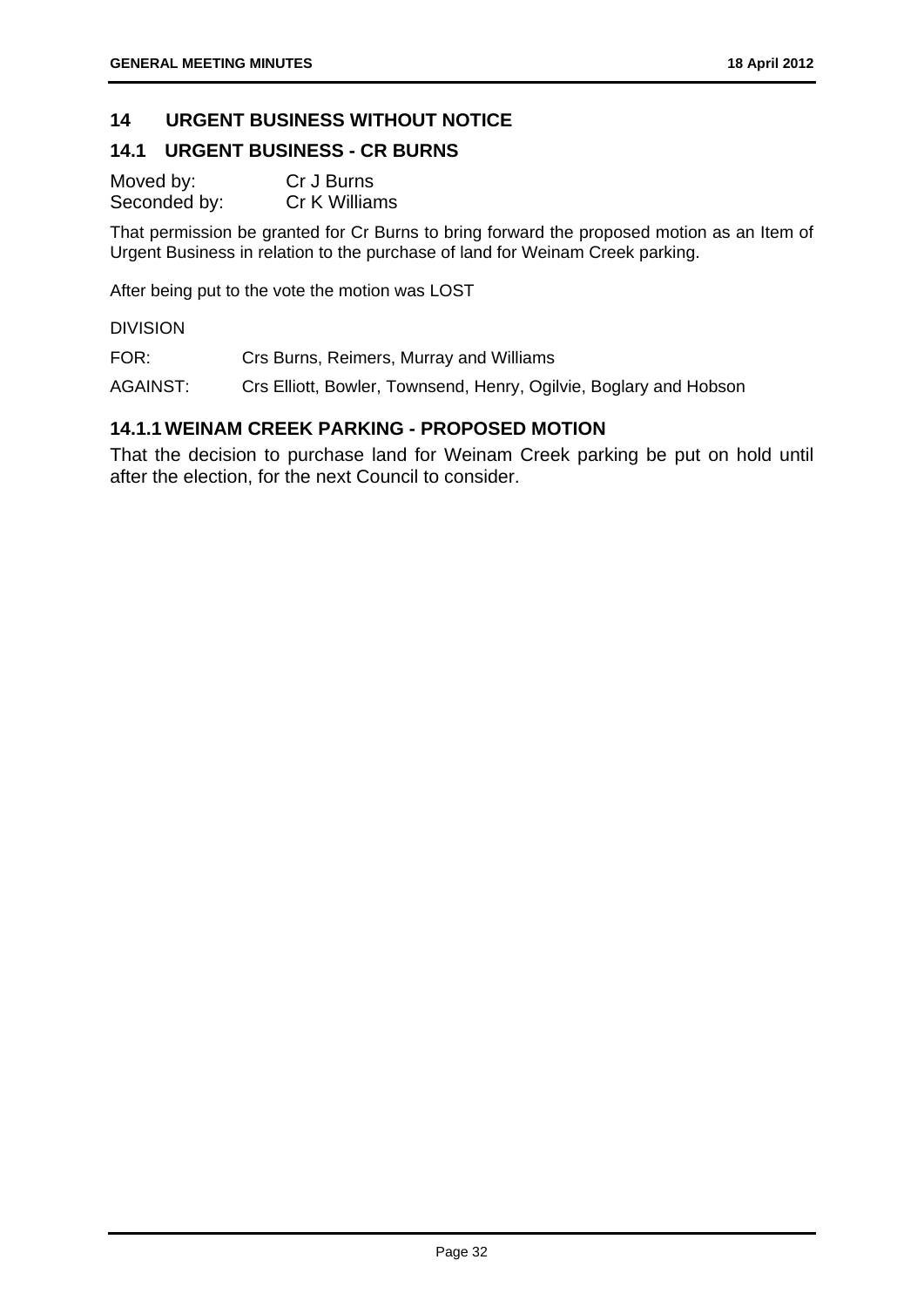## 14 URGENT BUSINESS WITHOUT NOTICE

## 14.1 URGENT BUSINESS - CR BURNS

Moved by: Cr J Burns
Seconded by: Cr K Williams

That permission be granted for Cr Burns to bring forward the proposed motion as an Item of Urgent Business in relation to the purchase of land for Weinam Creek parking.

After being put to the vote the motion was LOST

DIVISION

FOR: Crs Burns, Reimers, Murray and Williams

AGAINST: Crs Elliott, Bowler, Townsend, Henry, Ogilvie, Boglary and Hobson

### 14.1.1 WEINAM CREEK PARKING - PROPOSED MOTION

That the decision to purchase land for Weinam Creek parking be put on hold until after the election, for the next Council to consider.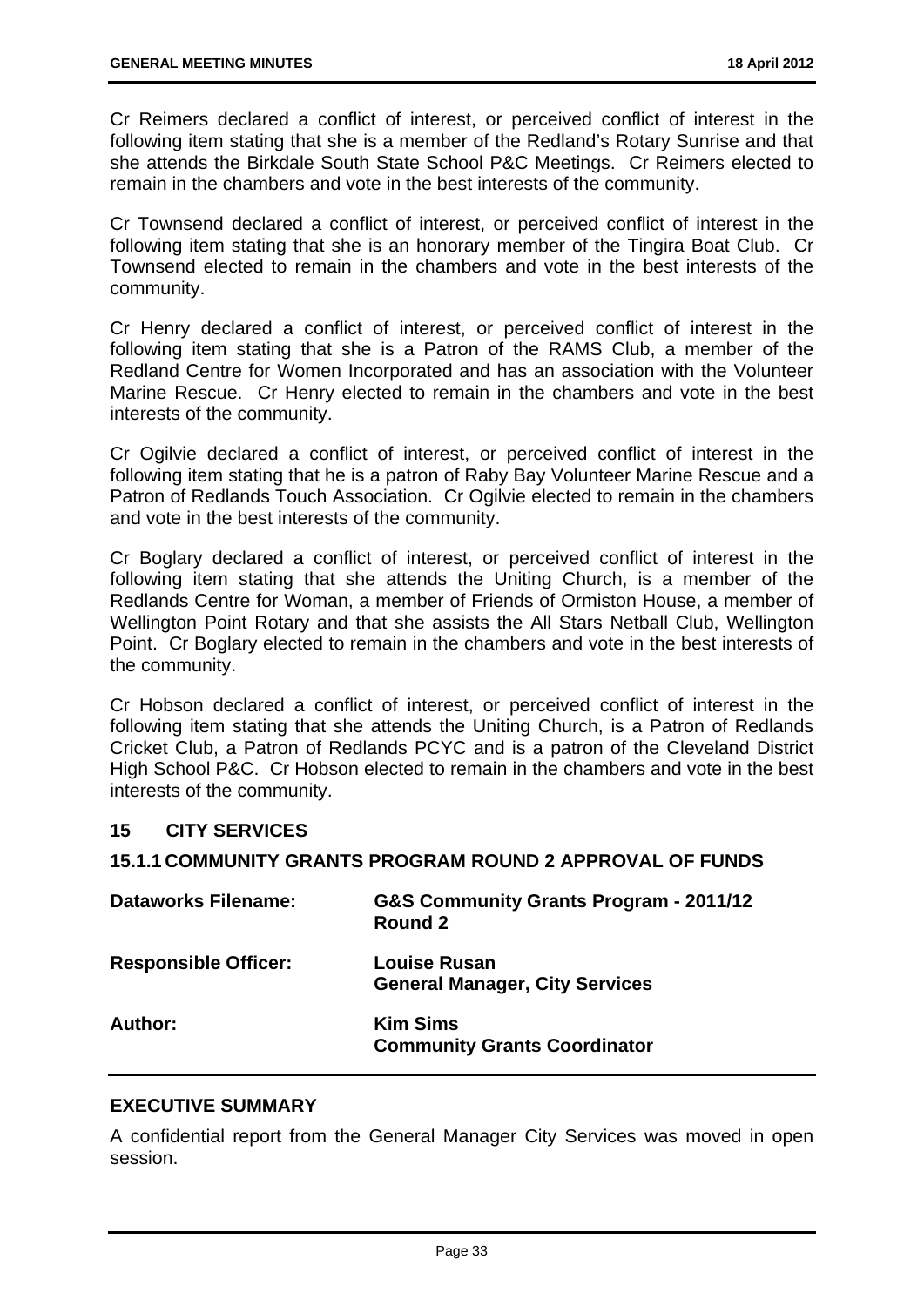Cr Reimers declared a conflict of interest, or perceived conflict of interest in the following item stating that she is a member of the Redland's Rotary Sunrise and that she attends the Birkdale South State School P&C Meetings. Cr Reimers elected to remain in the chambers and vote in the best interests of the community.

Cr Townsend declared a conflict of interest, or perceived conflict of interest in the following item stating that she is an honorary member of the Tingira Boat Club. Cr Townsend elected to remain in the chambers and vote in the best interests of the community.

Cr Henry declared a conflict of interest, or perceived conflict of interest in the following item stating that she is a Patron of the RAMS Club, a member of the Redland Centre for Women Incorporated and has an association with the Volunteer Marine Rescue. Cr Henry elected to remain in the chambers and vote in the best interests of the community.

Cr Ogilvie declared a conflict of interest, or perceived conflict of interest in the following item stating that he is a patron of Raby Bay Volunteer Marine Rescue and a Patron of Redlands Touch Association. Cr Ogilvie elected to remain in the chambers and vote in the best interests of the community.

Cr Boglary declared a conflict of interest, or perceived conflict of interest in the following item stating that she attends the Uniting Church, is a member of the Redlands Centre for Woman, a member of Friends of Ormiston House, a member of Wellington Point Rotary and that she assists the All Stars Netball Club, Wellington Point. Cr Boglary elected to remain in the chambers and vote in the best interests of the community.

Cr Hobson declared a conflict of interest, or perceived conflict of interest in the following item stating that she attends the Uniting Church, is a Patron of Redlands Cricket Club, a Patron of Redlands PCYC and is a patron of the Cleveland District High School P&C. Cr Hobson elected to remain in the chambers and vote in the best interests of the community.

## 15 CITY SERVICES

### 15.1.1 COMMUNITY GRANTS PROGRAM ROUND 2 APPROVAL OF FUNDS

| | |
|---|---|
| **Dataworks Filename:** | **G&S Community Grants Program - 2011/12 Round 2** |
| **Responsible Officer:** | **Louise Rusan**<br>**General Manager, City Services** |
| **Author:** | **Kim Sims**<br>**Community Grants Coordinator** |

### EXECUTIVE SUMMARY

A confidential report from the General Manager City Services was moved in open session.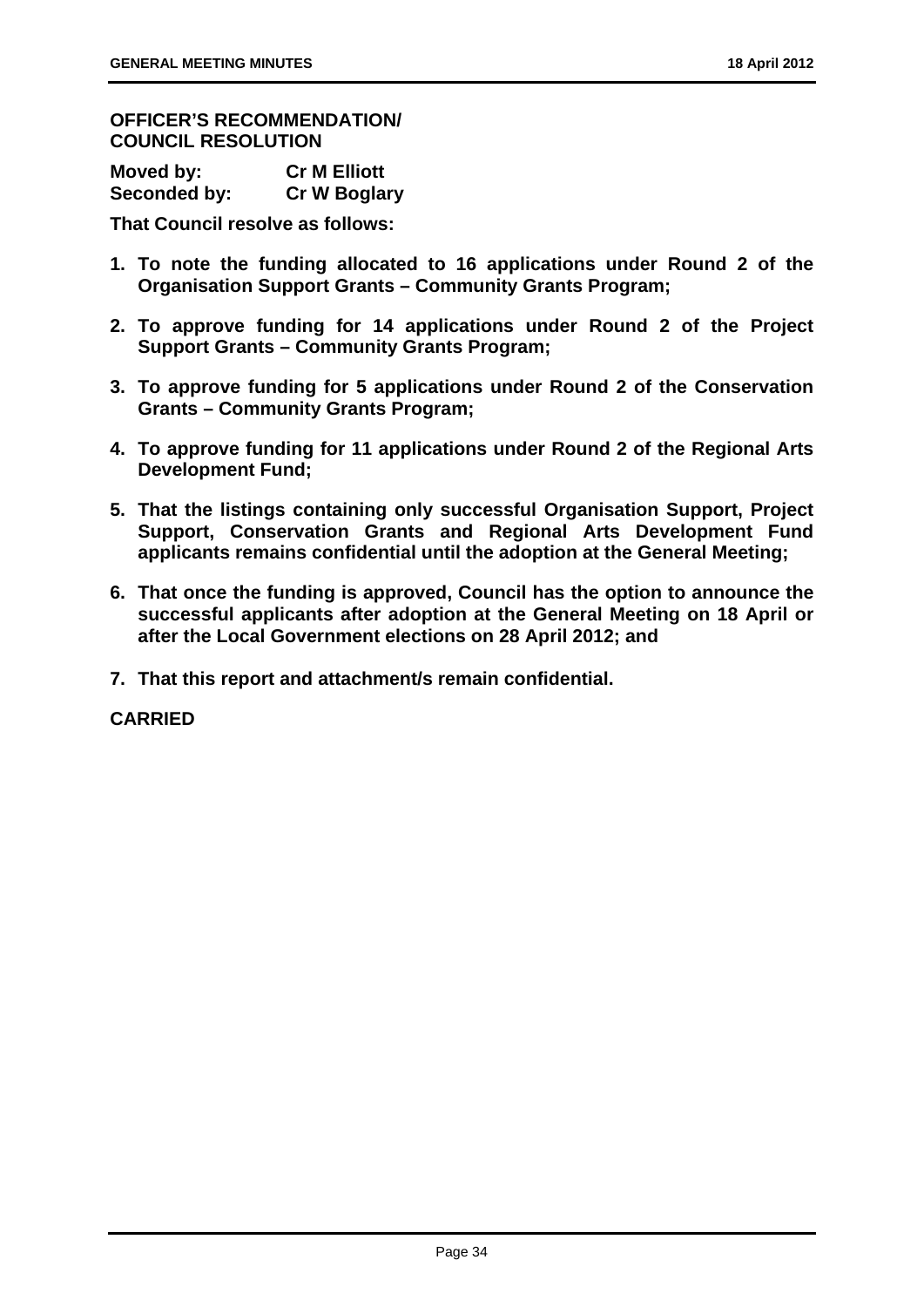**OFFICER'S RECOMMENDATION/ COUNCIL RESOLUTION**

**Moved by:** **Cr M Elliott**
**Seconded by:** **Cr W Boglary**

**That Council resolve as follows:**

1. **To note the funding allocated to 16 applications under Round 2 of the Organisation Support Grants – Community Grants Program;**
2. **To approve funding for 14 applications under Round 2 of the Project Support Grants – Community Grants Program;**
3. **To approve funding for 5 applications under Round 2 of the Conservation Grants – Community Grants Program;**
4. **To approve funding for 11 applications under Round 2 of the Regional Arts Development Fund;**
5. **That the listings containing only successful Organisation Support, Project Support, Conservation Grants and Regional Arts Development Fund applicants remains confidential until the adoption at the General Meeting;**
6. **That once the funding is approved, Council has the option to announce the successful applicants after adoption at the General Meeting on 18 April or after the Local Government elections on 28 April 2012; and**
7. **That this report and attachment/s remain confidential.**

**CARRIED**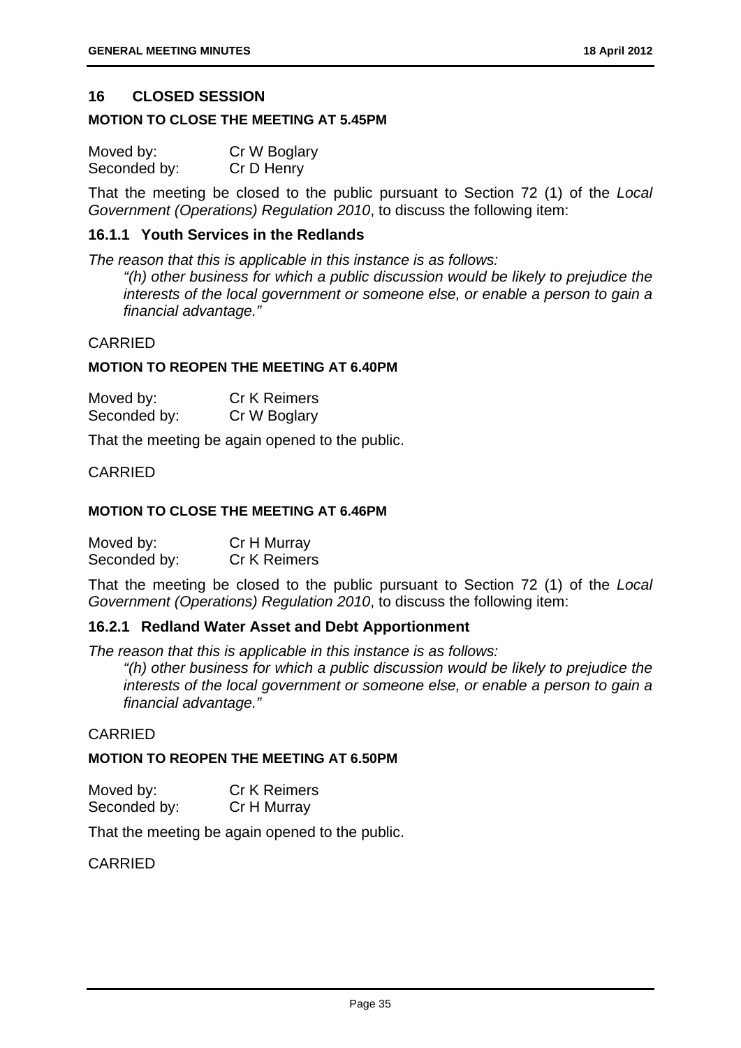## 16 CLOSED SESSION

**MOTION TO CLOSE THE MEETING AT 5.45PM**

Moved by: Cr W Boglary
Seconded by: Cr D Henry

That the meeting be closed to the public pursuant to Section 72 (1) of the *Local Government (Operations) Regulation 2010*, to discuss the following item:

### 16.1.1 Youth Services in the Redlands

*The reason that this is applicable in this instance is as follows:*

> *"(h) other business for which a public discussion would be likely to prejudice the interests of the local government or someone else, or enable a person to gain a financial advantage."*

CARRIED

**MOTION TO REOPEN THE MEETING AT 6.40PM**

Moved by: Cr K Reimers
Seconded by: Cr W Boglary

That the meeting be again opened to the public.

CARRIED

**MOTION TO CLOSE THE MEETING AT 6.46PM**

Moved by: Cr H Murray
Seconded by: Cr K Reimers

That the meeting be closed to the public pursuant to Section 72 (1) of the *Local Government (Operations) Regulation 2010*, to discuss the following item:

### 16.2.1 Redland Water Asset and Debt Apportionment

*The reason that this is applicable in this instance is as follows:*

> *"(h) other business for which a public discussion would be likely to prejudice the interests of the local government or someone else, or enable a person to gain a financial advantage."*

CARRIED

**MOTION TO REOPEN THE MEETING AT 6.50PM**

Moved by: Cr K Reimers
Seconded by: Cr H Murray

That the meeting be again opened to the public.

CARRIED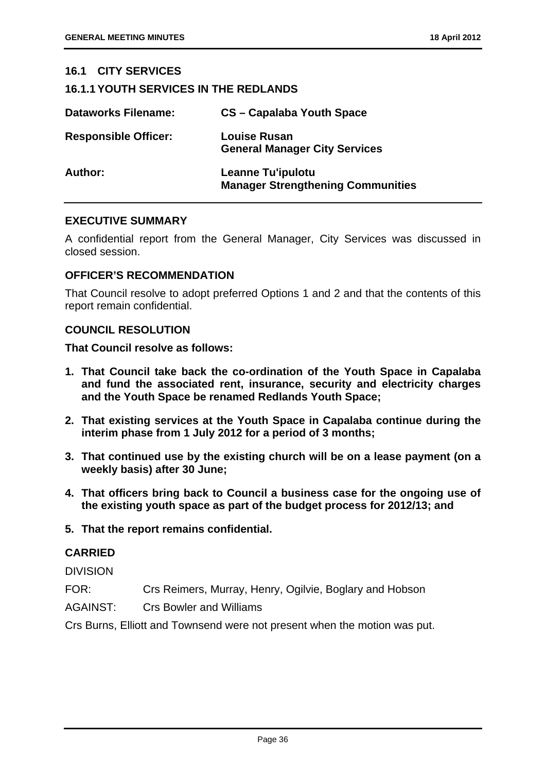## 16.1 CITY SERVICES

### 16.1.1 YOUTH SERVICES IN THE REDLANDS

| | |
|---|---|
| **Dataworks Filename:** | **CS – Capalaba Youth Space** |
| **Responsible Officer:** | **Louise Rusan**<br>**General Manager City Services** |
| **Author:** | **Leanne Tu'ipulotu**<br>**Manager Strengthening Communities** |

### EXECUTIVE SUMMARY

A confidential report from the General Manager, City Services was discussed in closed session.

### OFFICER'S RECOMMENDATION

That Council resolve to adopt preferred Options 1 and 2 and that the contents of this report remain confidential.

### COUNCIL RESOLUTION

**That Council resolve as follows:**

1. **That Council take back the co-ordination of the Youth Space in Capalaba and fund the associated rent, insurance, security and electricity charges and the Youth Space be renamed Redlands Youth Space;**
2. **That existing services at the Youth Space in Capalaba continue during the interim phase from 1 July 2012 for a period of 3 months;**
3. **That continued use by the existing church will be on a lease payment (on a weekly basis) after 30 June;**
4. **That officers bring back to Council a business case for the ongoing use of the existing youth space as part of the budget process for 2012/13; and**
5. **That the report remains confidential.**

### CARRIED

DIVISION

FOR: Crs Reimers, Murray, Henry, Ogilvie, Boglary and Hobson

AGAINST: Crs Bowler and Williams

Crs Burns, Elliott and Townsend were not present when the motion was put.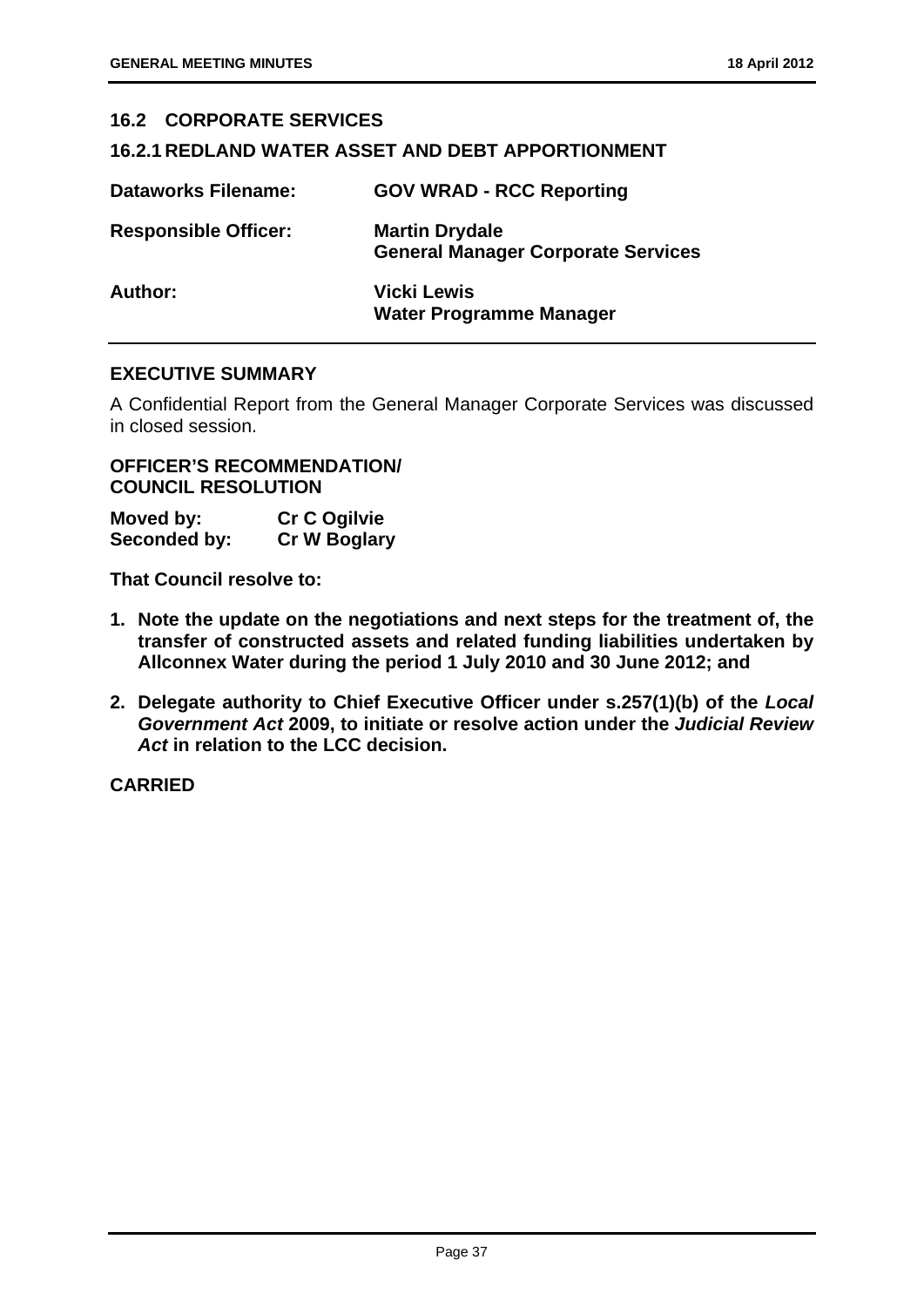## 16.2 CORPORATE SERVICES

### 16.2.1 REDLAND WATER ASSET AND DEBT APPORTIONMENT

| | |
|---|---|
| **Dataworks Filename:** | **GOV WRAD - RCC Reporting** |
| **Responsible Officer:** | **Martin Drydale**<br>**General Manager Corporate Services** |
| **Author:** | **Vicki Lewis**<br>**Water Programme Manager** |

**EXECUTIVE SUMMARY**

A Confidential Report from the General Manager Corporate Services was discussed in closed session.

**OFFICER'S RECOMMENDATION/**
**COUNCIL RESOLUTION**

| | |
|---|---|
| **Moved by:** | **Cr C Ogilvie** |
| **Seconded by:** | **Cr W Boglary** |

**That Council resolve to:**

1. **Note the update on the negotiations and next steps for the treatment of, the transfer of constructed assets and related funding liabilities undertaken by Allconnex Water during the period 1 July 2010 and 30 June 2012; and**
2. **Delegate authority to Chief Executive Officer under s.257(1)(b) of the *Local Government Act* 2009, to initiate or resolve action under the *Judicial Review Act* in relation to the LCC decision.**

**CARRIED**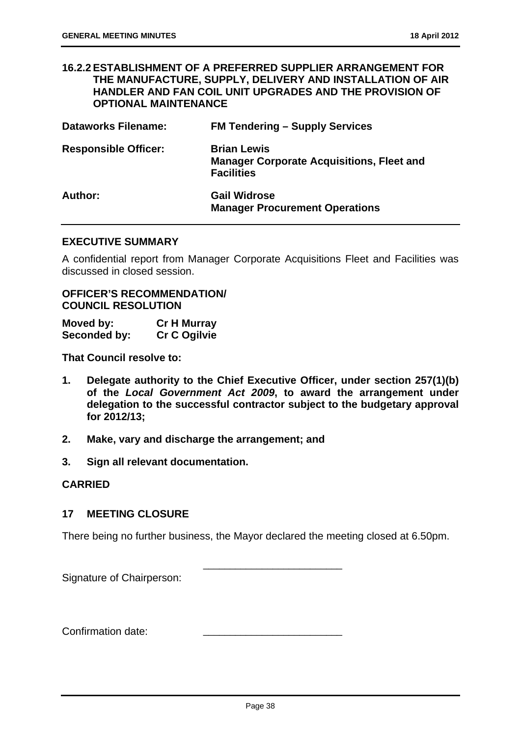## 16.2.2 ESTABLISHMENT OF A PREFERRED SUPPLIER ARRANGEMENT FOR THE MANUFACTURE, SUPPLY, DELIVERY AND INSTALLATION OF AIR HANDLER AND FAN COIL UNIT UPGRADES AND THE PROVISION OF OPTIONAL MAINTENANCE

| | |
|---|---|
| **Dataworks Filename:** | **FM Tendering – Supply Services** |
| **Responsible Officer:** | **Brian Lewis**<br>**Manager Corporate Acquisitions, Fleet and Facilities** |
| **Author:** | **Gail Widrose**<br>**Manager Procurement Operations** |

### EXECUTIVE SUMMARY

A confidential report from Manager Corporate Acquisitions Fleet and Facilities was discussed in closed session.

### OFFICER'S RECOMMENDATION/ COUNCIL RESOLUTION

**Moved by:** **Cr H Murray**
**Seconded by:** **Cr C Ogilvie**

**That Council resolve to:**

1. **Delegate authority to the Chief Executive Officer, under section 257(1)(b) of the *Local Government Act 2009*, to award the arrangement under delegation to the successful contractor subject to the budgetary approval for 2012/13;**
2. **Make, vary and discharge the arrangement; and**
3. **Sign all relevant documentation.**

**CARRIED**

## 17 MEETING CLOSURE

There being no further business, the Mayor declared the meeting closed at 6.50pm.

Signature of Chairperson: ________________________

Confirmation date: ________________________